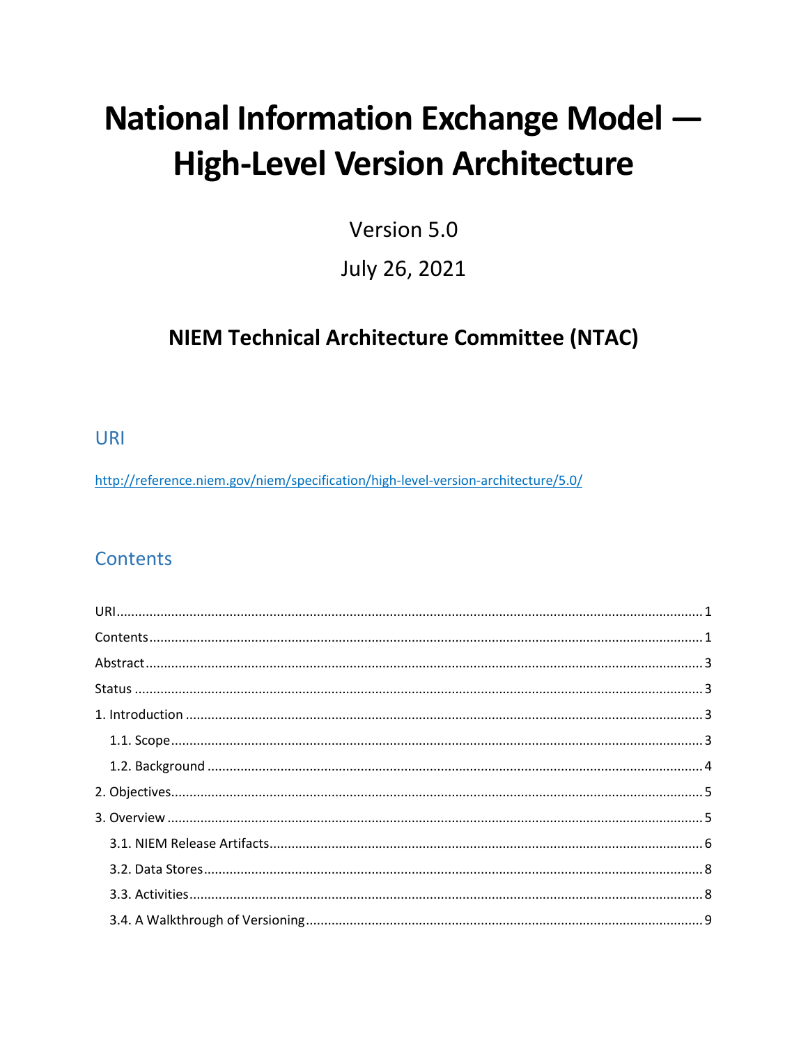# National Information Exchange Model — High-Level Version Architecture

Version 5.0

July 26, 2021

## NIEM Technical Architecture Committee (NTAC)

## URI

http://reference.niem.gov/niem/specification/high-level-version-architecture/5.0/

## Contents

URI ........................................................................................................................................................ 1

Contents ................................................................................................................................................ 1

Abstract ................................................................................................................................................. 3

Status ..................................................................................................................................................... 3

1. Introduction ...................................................................................................................................... 3

   1.1. Scope .......................................................................................................................................... 3

   1.2. Background ................................................................................................................................ 4

2. Objectives .......................................................................................................................................... 5

3. Overview ............................................................................................................................................ 5

   3.1. NIEM Release Artifacts ............................................................................................................... 6

   3.2. Data Stores .................................................................................................................................. 8

   3.3. Activities ...................................................................................................................................... 8

   3.4. A Walkthrough of Versioning ...................................................................................................... 9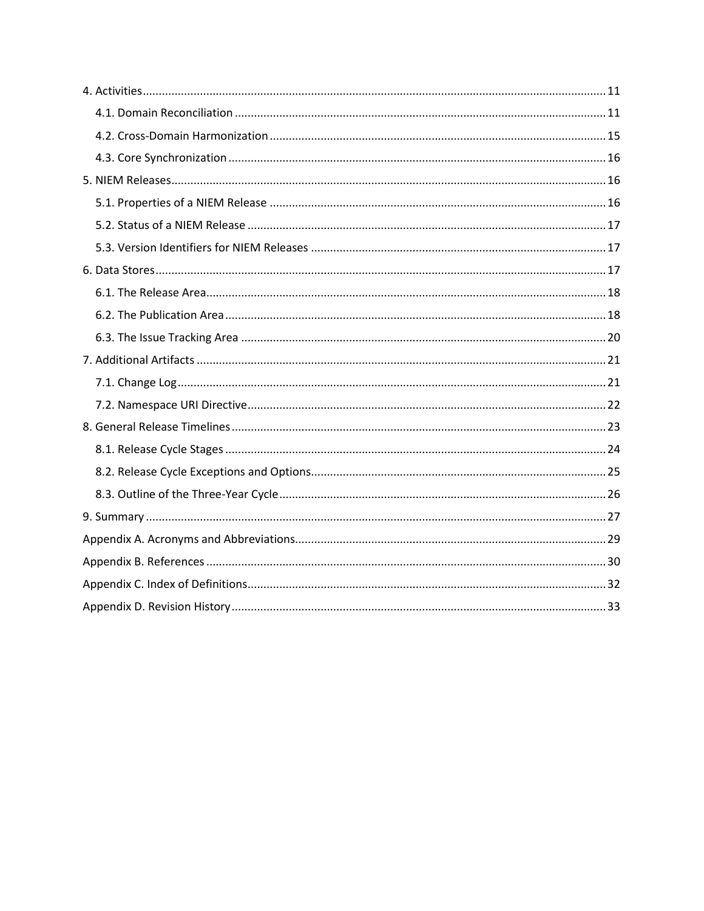- 4. Activities ..... 11
  - 4.1. Domain Reconciliation ..... 11
  - 4.2. Cross-Domain Harmonization ..... 15
  - 4.3. Core Synchronization ..... 16
- 5. NIEM Releases ..... 16
  - 5.1. Properties of a NIEM Release ..... 16
  - 5.2. Status of a NIEM Release ..... 17
  - 5.3. Version Identifiers for NIEM Releases ..... 17
- 6. Data Stores ..... 17
  - 6.1. The Release Area ..... 18
  - 6.2. The Publication Area ..... 18
  - 6.3. The Issue Tracking Area ..... 20
- 7. Additional Artifacts ..... 21
  - 7.1. Change Log ..... 21
  - 7.2. Namespace URI Directive ..... 22
- 8. General Release Timelines ..... 23
  - 8.1. Release Cycle Stages ..... 24
  - 8.2. Release Cycle Exceptions and Options ..... 25
  - 8.3. Outline of the Three-Year Cycle ..... 26
- 9. Summary ..... 27
- Appendix A. Acronyms and Abbreviations ..... 29
- Appendix B. References ..... 30
- Appendix C. Index of Definitions ..... 32
- Appendix D. Revision History ..... 33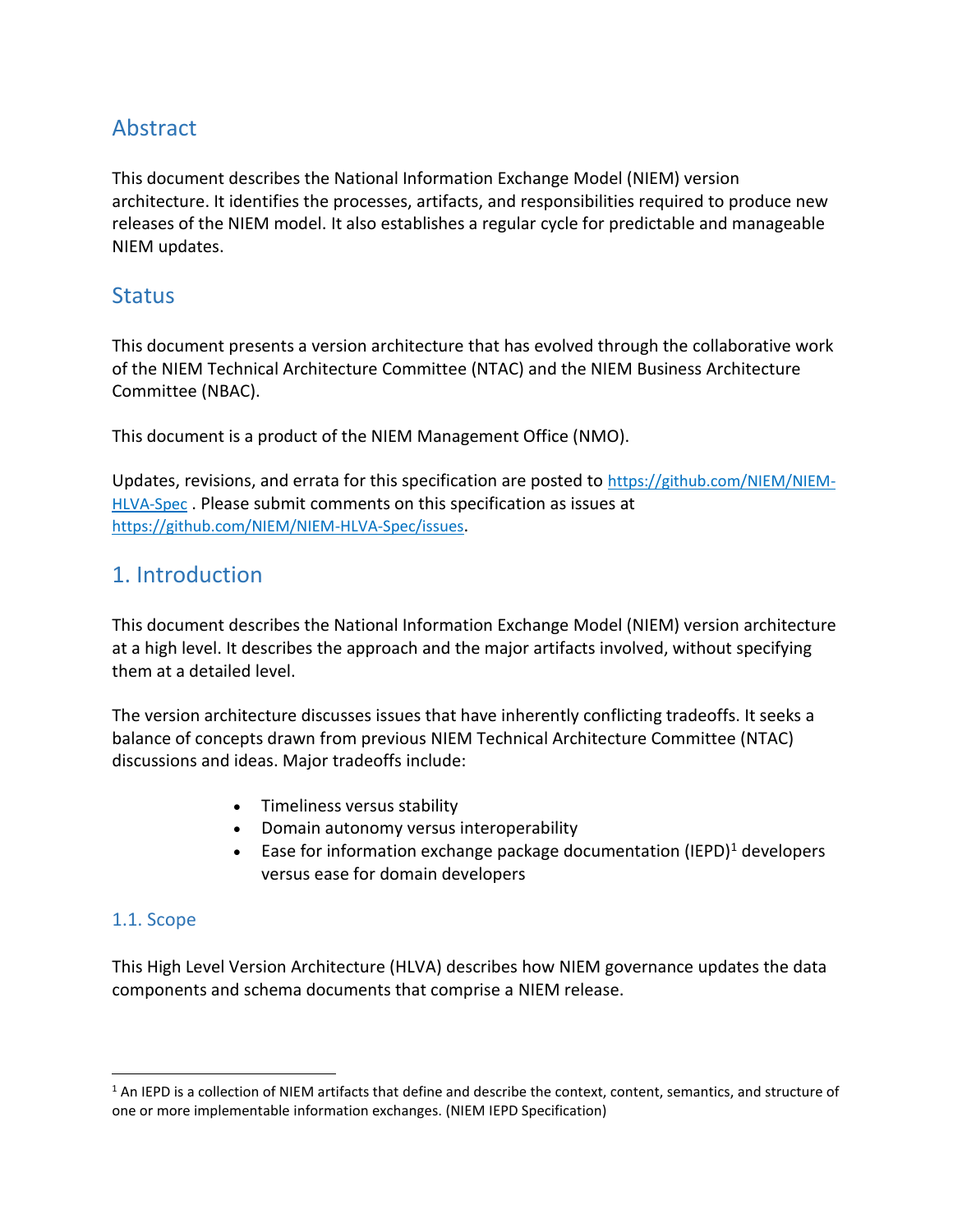## Abstract

This document describes the National Information Exchange Model (NIEM) version architecture. It identifies the processes, artifacts, and responsibilities required to produce new releases of the NIEM model. It also establishes a regular cycle for predictable and manageable NIEM updates.

## Status

This document presents a version architecture that has evolved through the collaborative work of the NIEM Technical Architecture Committee (NTAC) and the NIEM Business Architecture Committee (NBAC).

This document is a product of the NIEM Management Office (NMO).

Updates, revisions, and errata for this specification are posted to https://github.com/NIEM/NIEM-HLVA-Spec . Please submit comments on this specification as issues at https://github.com/NIEM/NIEM-HLVA-Spec/issues.

## 1. Introduction

This document describes the National Information Exchange Model (NIEM) version architecture at a high level. It describes the approach and the major artifacts involved, without specifying them at a detailed level.

The version architecture discusses issues that have inherently conflicting tradeoffs. It seeks a balance of concepts drawn from previous NIEM Technical Architecture Committee (NTAC) discussions and ideas. Major tradeoffs include:

- Timeliness versus stability
- Domain autonomy versus interoperability
- Ease for information exchange package documentation (IEPD)[1] developers versus ease for domain developers

### 1.1. Scope

This High Level Version Architecture (HLVA) describes how NIEM governance updates the data components and schema documents that comprise a NIEM release.

[1] An IEPD is a collection of NIEM artifacts that define and describe the context, content, semantics, and structure of one or more implementable information exchanges. (NIEM IEPD Specification)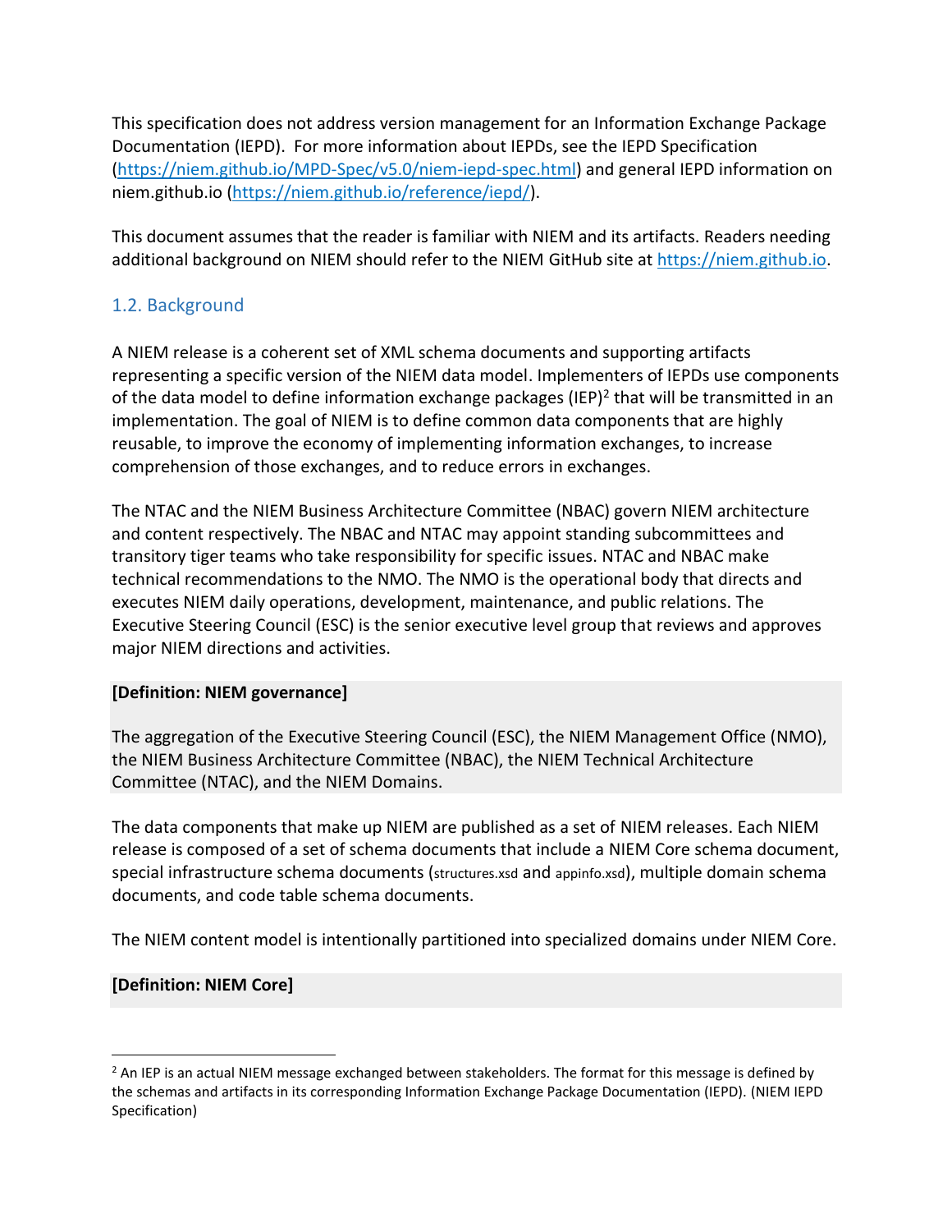This specification does not address version management for an Information Exchange Package Documentation (IEPD). For more information about IEPDs, see the IEPD Specification ([https://niem.github.io/MPD-Spec/v5.0/niem-iepd-spec.html](https://niem.github.io/MPD-Spec/v5.0/niem-iepd-spec.html)) and general IEPD information on niem.github.io ([https://niem.github.io/reference/iepd/](https://niem.github.io/reference/iepd/)).

This document assumes that the reader is familiar with NIEM and its artifacts. Readers needing additional background on NIEM should refer to the NIEM GitHub site at [https://niem.github.io](https://niem.github.io).

## 1.2. Background

A NIEM release is a coherent set of XML schema documents and supporting artifacts representing a specific version of the NIEM data model. Implementers of IEPDs use components of the data model to define information exchange packages (IEP)[2] that will be transmitted in an implementation. The goal of NIEM is to define common data components that are highly reusable, to improve the economy of implementing information exchanges, to increase comprehension of those exchanges, and to reduce errors in exchanges.

The NTAC and the NIEM Business Architecture Committee (NBAC) govern NIEM architecture and content respectively. The NBAC and NTAC may appoint standing subcommittees and transitory tiger teams who take responsibility for specific issues. NTAC and NBAC make technical recommendations to the NMO. The NMO is the operational body that directs and executes NIEM daily operations, development, maintenance, and public relations. The Executive Steering Council (ESC) is the senior executive level group that reviews and approves major NIEM directions and activities.

**[Definition: NIEM governance]**

The aggregation of the Executive Steering Council (ESC), the NIEM Management Office (NMO), the NIEM Business Architecture Committee (NBAC), the NIEM Technical Architecture Committee (NTAC), and the NIEM Domains.

The data components that make up NIEM are published as a set of NIEM releases. Each NIEM release is composed of a set of schema documents that include a NIEM Core schema document, special infrastructure schema documents (structures.xsd and appinfo.xsd), multiple domain schema documents, and code table schema documents.

The NIEM content model is intentionally partitioned into specialized domains under NIEM Core.

**[Definition: NIEM Core]**

---

[2] An IEP is an actual NIEM message exchanged between stakeholders. The format for this message is defined by the schemas and artifacts in its corresponding Information Exchange Package Documentation (IEPD). (NIEM IEPD Specification)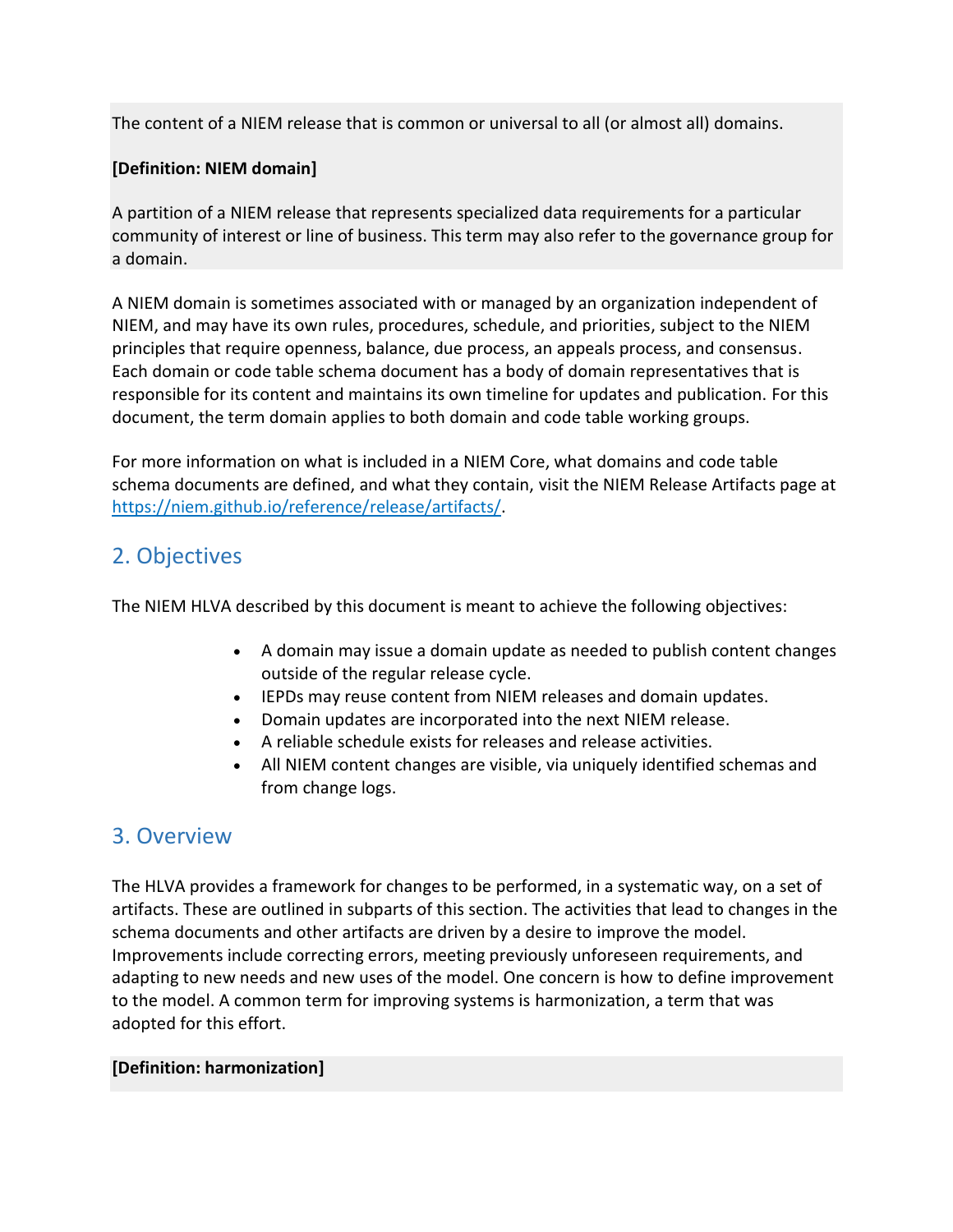The content of a NIEM release that is common or universal to all (or almost all) domains.

**[Definition: NIEM domain]**

A partition of a NIEM release that represents specialized data requirements for a particular community of interest or line of business. This term may also refer to the governance group for a domain.

A NIEM domain is sometimes associated with or managed by an organization independent of NIEM, and may have its own rules, procedures, schedule, and priorities, subject to the NIEM principles that require openness, balance, due process, an appeals process, and consensus. Each domain or code table schema document has a body of domain representatives that is responsible for its content and maintains its own timeline for updates and publication. For this document, the term domain applies to both domain and code table working groups.

For more information on what is included in a NIEM Core, what domains and code table schema documents are defined, and what they contain, visit the NIEM Release Artifacts page at https://niem.github.io/reference/release/artifacts/.

## 2. Objectives

The NIEM HLVA described by this document is meant to achieve the following objectives:

- A domain may issue a domain update as needed to publish content changes outside of the regular release cycle.
- IEPDs may reuse content from NIEM releases and domain updates.
- Domain updates are incorporated into the next NIEM release.
- A reliable schedule exists for releases and release activities.
- All NIEM content changes are visible, via uniquely identified schemas and from change logs.

## 3. Overview

The HLVA provides a framework for changes to be performed, in a systematic way, on a set of artifacts. These are outlined in subparts of this section. The activities that lead to changes in the schema documents and other artifacts are driven by a desire to improve the model. Improvements include correcting errors, meeting previously unforeseen requirements, and adapting to new needs and new uses of the model. One concern is how to define improvement to the model. A common term for improving systems is harmonization, a term that was adopted for this effort.

**[Definition: harmonization]**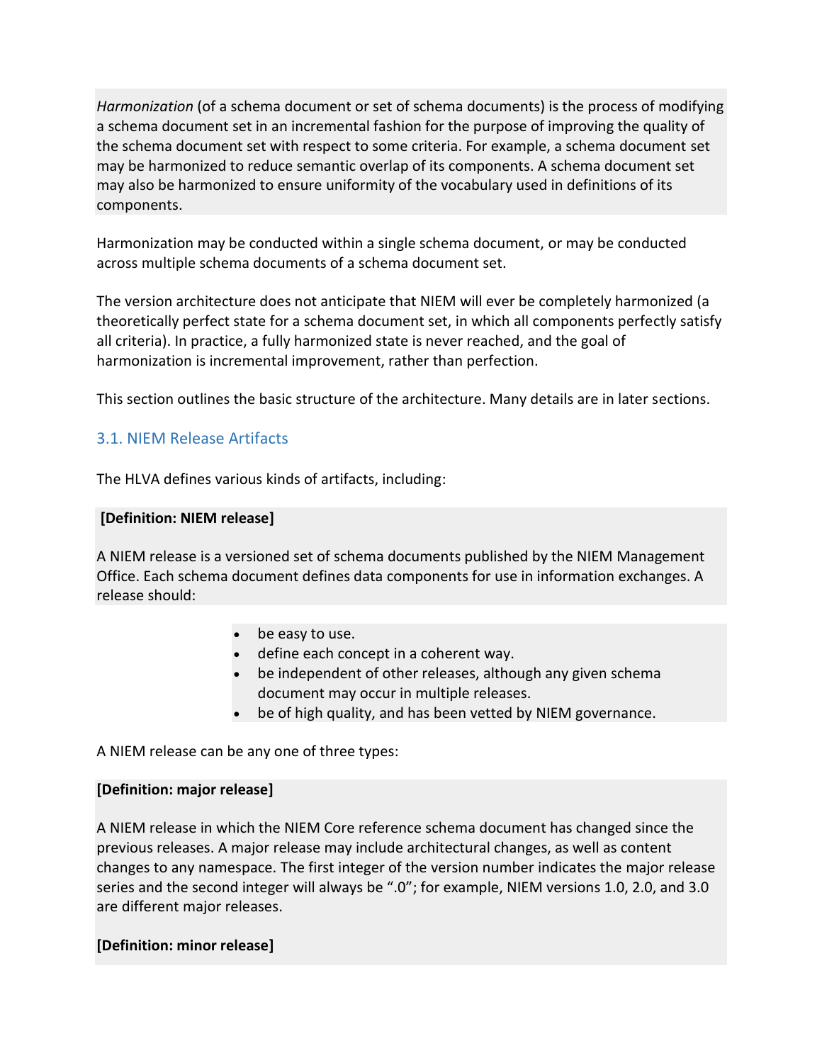*Harmonization* (of a schema document or set of schema documents) is the process of modifying a schema document set in an incremental fashion for the purpose of improving the quality of the schema document set with respect to some criteria. For example, a schema document set may be harmonized to reduce semantic overlap of its components. A schema document set may also be harmonized to ensure uniformity of the vocabulary used in definitions of its components.

Harmonization may be conducted within a single schema document, or may be conducted across multiple schema documents of a schema document set.

The version architecture does not anticipate that NIEM will ever be completely harmonized (a theoretically perfect state for a schema document set, in which all components perfectly satisfy all criteria). In practice, a fully harmonized state is never reached, and the goal of harmonization is incremental improvement, rather than perfection.

This section outlines the basic structure of the architecture. Many details are in later sections.

## 3.1. NIEM Release Artifacts

The HLVA defines various kinds of artifacts, including:

**[Definition: NIEM release]**

A NIEM release is a versioned set of schema documents published by the NIEM Management Office. Each schema document defines data components for use in information exchanges. A release should:

- be easy to use.
- define each concept in a coherent way.
- be independent of other releases, although any given schema document may occur in multiple releases.
- be of high quality, and has been vetted by NIEM governance.

A NIEM release can be any one of three types:

**[Definition: major release]**

A NIEM release in which the NIEM Core reference schema document has changed since the previous releases. A major release may include architectural changes, as well as content changes to any namespace. The first integer of the version number indicates the major release series and the second integer will always be ".0"; for example, NIEM versions 1.0, 2.0, and 3.0 are different major releases.

**[Definition: minor release]**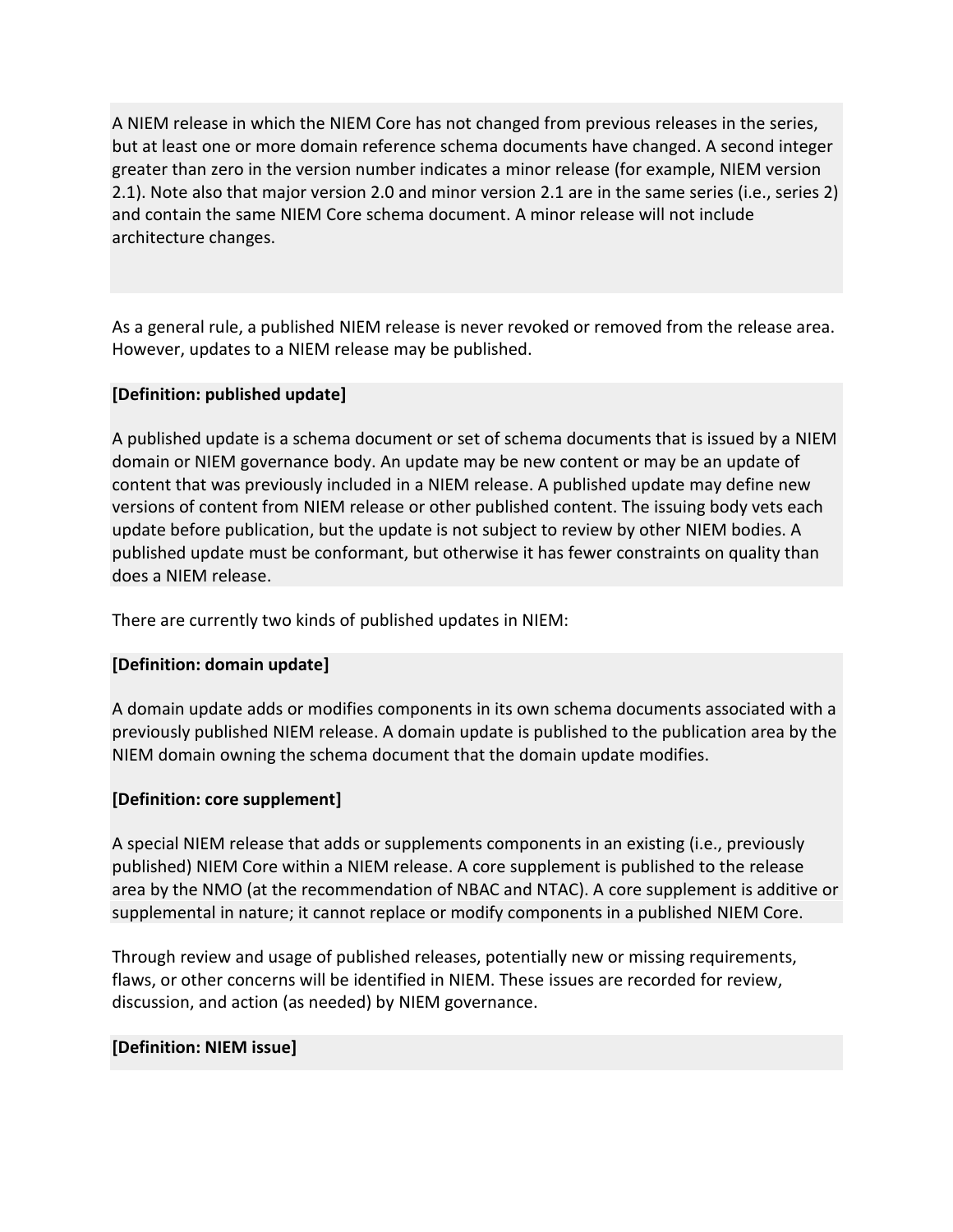A NIEM release in which the NIEM Core has not changed from previous releases in the series, but at least one or more domain reference schema documents have changed. A second integer greater than zero in the version number indicates a minor release (for example, NIEM version 2.1). Note also that major version 2.0 and minor version 2.1 are in the same series (i.e., series 2) and contain the same NIEM Core schema document. A minor release will not include architecture changes.

As a general rule, a published NIEM release is never revoked or removed from the release area. However, updates to a NIEM release may be published.

**[Definition: published update]**

A published update is a schema document or set of schema documents that is issued by a NIEM domain or NIEM governance body. An update may be new content or may be an update of content that was previously included in a NIEM release. A published update may define new versions of content from NIEM release or other published content. The issuing body vets each update before publication, but the update is not subject to review by other NIEM bodies. A published update must be conformant, but otherwise it has fewer constraints on quality than does a NIEM release.

There are currently two kinds of published updates in NIEM:

**[Definition: domain update]**

A domain update adds or modifies components in its own schema documents associated with a previously published NIEM release. A domain update is published to the publication area by the NIEM domain owning the schema document that the domain update modifies.

**[Definition: core supplement]**

A special NIEM release that adds or supplements components in an existing (i.e., previously published) NIEM Core within a NIEM release. A core supplement is published to the release area by the NMO (at the recommendation of NBAC and NTAC). A core supplement is additive or supplemental in nature; it cannot replace or modify components in a published NIEM Core.

Through review and usage of published releases, potentially new or missing requirements, flaws, or other concerns will be identified in NIEM. These issues are recorded for review, discussion, and action (as needed) by NIEM governance.

**[Definition: NIEM issue]**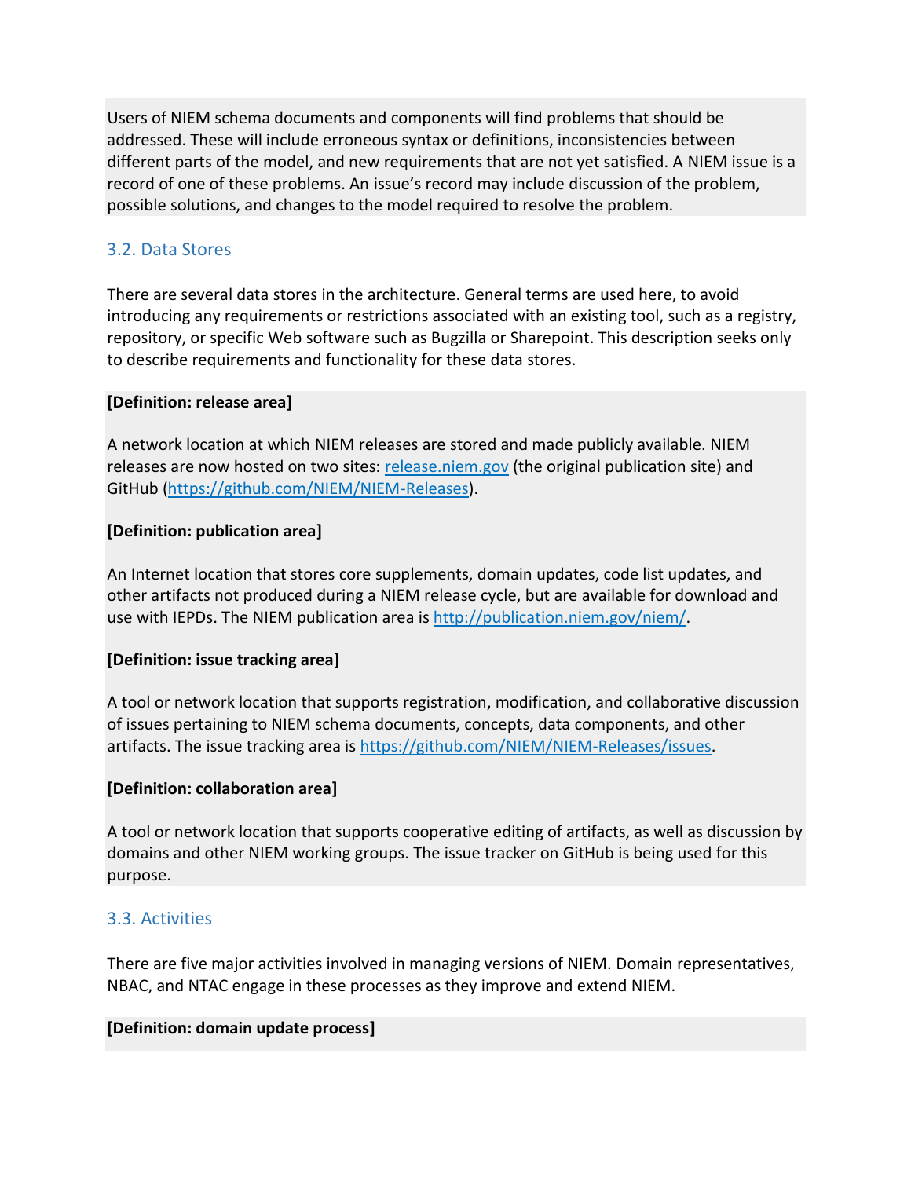Users of NIEM schema documents and components will find problems that should be addressed. These will include erroneous syntax or definitions, inconsistencies between different parts of the model, and new requirements that are not yet satisfied. A NIEM issue is a record of one of these problems. An issue's record may include discussion of the problem, possible solutions, and changes to the model required to resolve the problem.

### 3.2. Data Stores

There are several data stores in the architecture. General terms are used here, to avoid introducing any requirements or restrictions associated with an existing tool, such as a registry, repository, or specific Web software such as Bugzilla or Sharepoint. This description seeks only to describe requirements and functionality for these data stores.

**[Definition: release area]**

A network location at which NIEM releases are stored and made publicly available. NIEM releases are now hosted on two sites: [release.niem.gov](release.niem.gov) (the original publication site) and GitHub ([https://github.com/NIEM/NIEM-Releases](https://github.com/NIEM/NIEM-Releases)).

**[Definition: publication area]**

An Internet location that stores core supplements, domain updates, code list updates, and other artifacts not produced during a NIEM release cycle, but are available for download and use with IEPDs. The NIEM publication area is [http://publication.niem.gov/niem/](http://publication.niem.gov/niem/).

**[Definition: issue tracking area]**

A tool or network location that supports registration, modification, and collaborative discussion of issues pertaining to NIEM schema documents, concepts, data components, and other artifacts. The issue tracking area is [https://github.com/NIEM/NIEM-Releases/issues](https://github.com/NIEM/NIEM-Releases/issues).

**[Definition: collaboration area]**

A tool or network location that supports cooperative editing of artifacts, as well as discussion by domains and other NIEM working groups. The issue tracker on GitHub is being used for this purpose.

### 3.3. Activities

There are five major activities involved in managing versions of NIEM. Domain representatives, NBAC, and NTAC engage in these processes as they improve and extend NIEM.

**[Definition: domain update process]**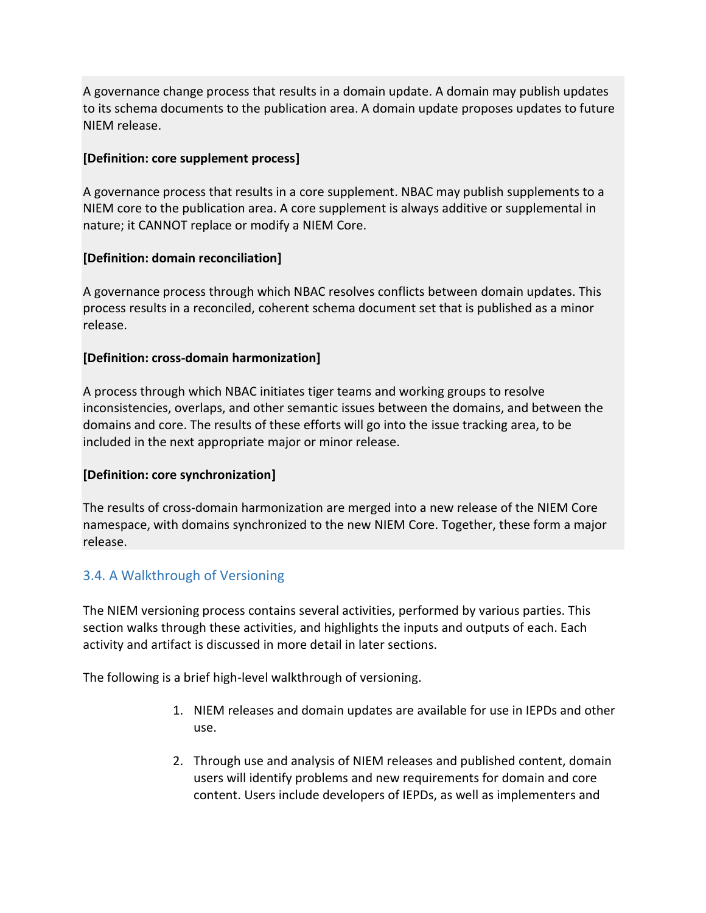A governance change process that results in a domain update. A domain may publish updates to its schema documents to the publication area. A domain update proposes updates to future NIEM release.

**[Definition: core supplement process]**

A governance process that results in a core supplement. NBAC may publish supplements to a NIEM core to the publication area. A core supplement is always additive or supplemental in nature; it CANNOT replace or modify a NIEM Core.

**[Definition: domain reconciliation]**

A governance process through which NBAC resolves conflicts between domain updates. This process results in a reconciled, coherent schema document set that is published as a minor release.

**[Definition: cross-domain harmonization]**

A process through which NBAC initiates tiger teams and working groups to resolve inconsistencies, overlaps, and other semantic issues between the domains, and between the domains and core. The results of these efforts will go into the issue tracking area, to be included in the next appropriate major or minor release.

**[Definition: core synchronization]**

The results of cross-domain harmonization are merged into a new release of the NIEM Core namespace, with domains synchronized to the new NIEM Core. Together, these form a major release.

### 3.4. A Walkthrough of Versioning

The NIEM versioning process contains several activities, performed by various parties. This section walks through these activities, and highlights the inputs and outputs of each. Each activity and artifact is discussed in more detail in later sections.

The following is a brief high-level walkthrough of versioning.

1. NIEM releases and domain updates are available for use in IEPDs and other use.
2. Through use and analysis of NIEM releases and published content, domain users will identify problems and new requirements for domain and core content. Users include developers of IEPDs, as well as implementers and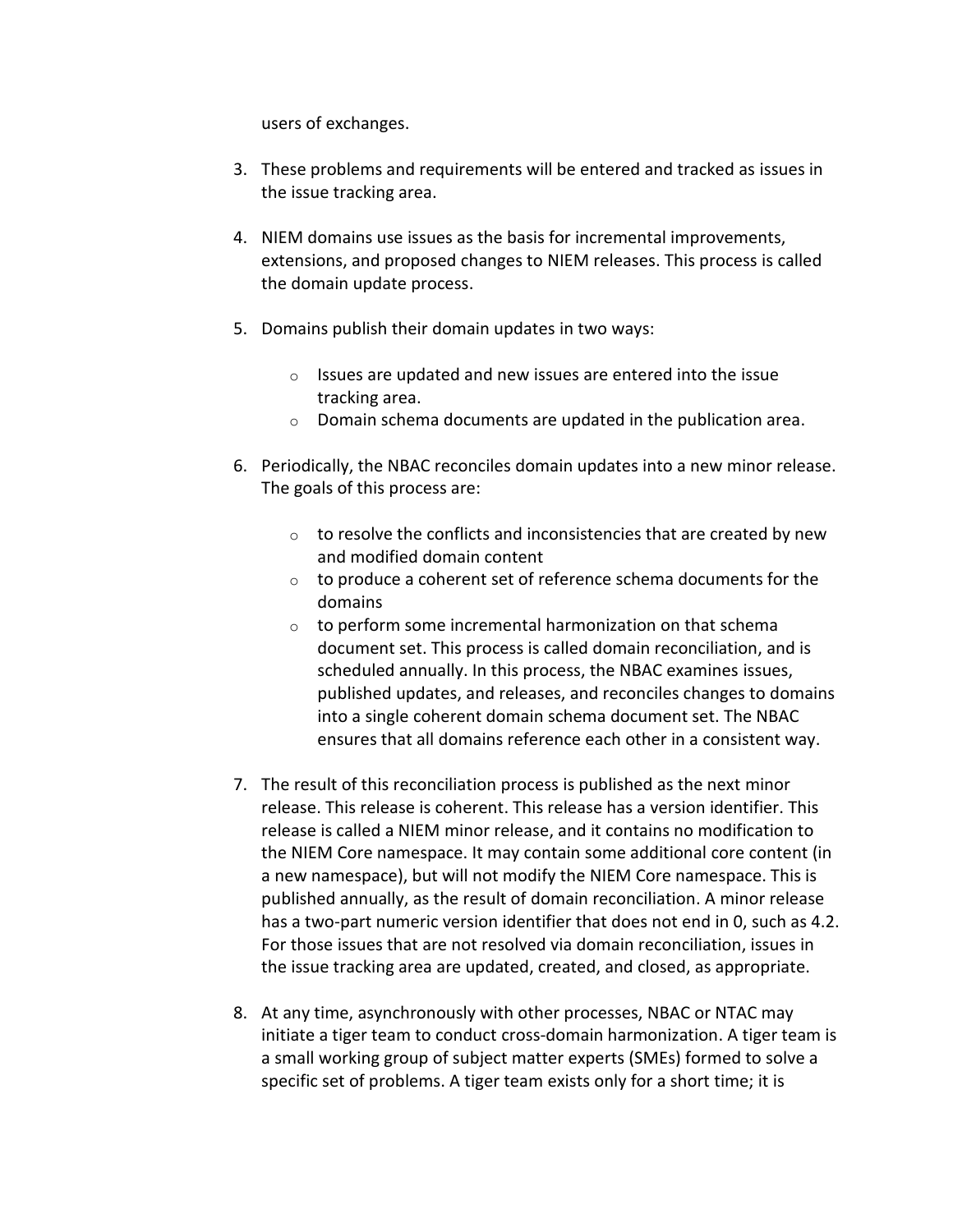users of exchanges.

3. These problems and requirements will be entered and tracked as issues in the issue tracking area.

4. NIEM domains use issues as the basis for incremental improvements, extensions, and proposed changes to NIEM releases. This process is called the domain update process.

5. Domains publish their domain updates in two ways:

    - Issues are updated and new issues are entered into the issue tracking area.
    - Domain schema documents are updated in the publication area.

6. Periodically, the NBAC reconciles domain updates into a new minor release. The goals of this process are:

    - to resolve the conflicts and inconsistencies that are created by new and modified domain content
    - to produce a coherent set of reference schema documents for the domains
    - to perform some incremental harmonization on that schema document set. This process is called domain reconciliation, and is scheduled annually. In this process, the NBAC examines issues, published updates, and releases, and reconciles changes to domains into a single coherent domain schema document set. The NBAC ensures that all domains reference each other in a consistent way.

7. The result of this reconciliation process is published as the next minor release. This release is coherent. This release has a version identifier. This release is called a NIEM minor release, and it contains no modification to the NIEM Core namespace. It may contain some additional core content (in a new namespace), but will not modify the NIEM Core namespace. This is published annually, as the result of domain reconciliation. A minor release has a two-part numeric version identifier that does not end in 0, such as 4.2. For those issues that are not resolved via domain reconciliation, issues in the issue tracking area are updated, created, and closed, as appropriate.

8. At any time, asynchronously with other processes, NBAC or NTAC may initiate a tiger team to conduct cross-domain harmonization. A tiger team is a small working group of subject matter experts (SMEs) formed to solve a specific set of problems. A tiger team exists only for a short time; it is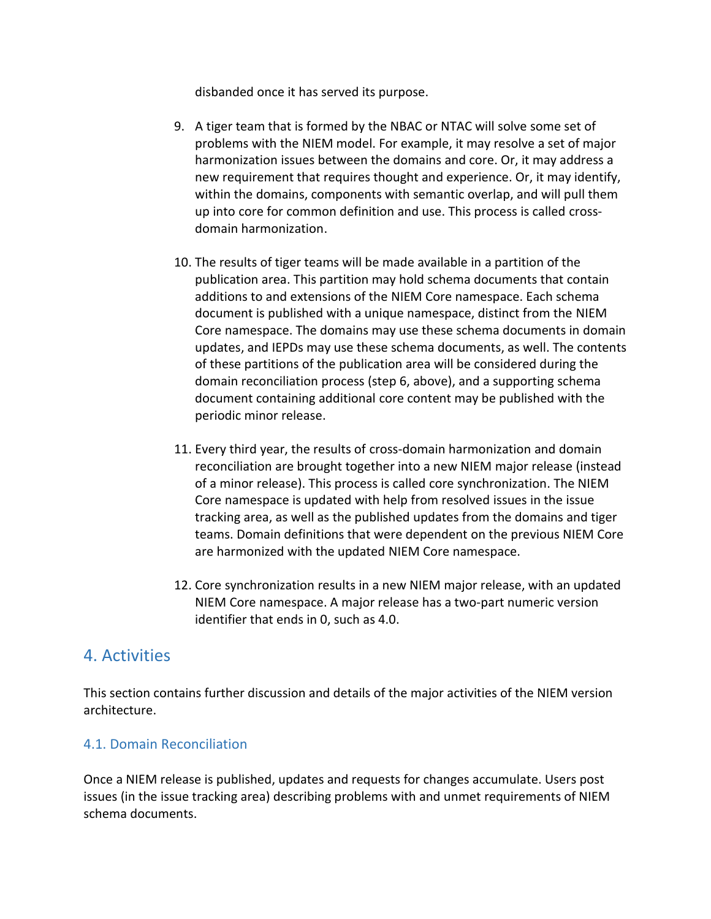disbanded once it has served its purpose.

9. A tiger team that is formed by the NBAC or NTAC will solve some set of problems with the NIEM model. For example, it may resolve a set of major harmonization issues between the domains and core. Or, it may address a new requirement that requires thought and experience. Or, it may identify, within the domains, components with semantic overlap, and will pull them up into core for common definition and use. This process is called cross-domain harmonization.

10. The results of tiger teams will be made available in a partition of the publication area. This partition may hold schema documents that contain additions to and extensions of the NIEM Core namespace. Each schema document is published with a unique namespace, distinct from the NIEM Core namespace. The domains may use these schema documents in domain updates, and IEPDs may use these schema documents, as well. The contents of these partitions of the publication area will be considered during the domain reconciliation process (step 6, above), and a supporting schema document containing additional core content may be published with the periodic minor release.

11. Every third year, the results of cross-domain harmonization and domain reconciliation are brought together into a new NIEM major release (instead of a minor release). This process is called core synchronization. The NIEM Core namespace is updated with help from resolved issues in the issue tracking area, as well as the published updates from the domains and tiger teams. Domain definitions that were dependent on the previous NIEM Core are harmonized with the updated NIEM Core namespace.

12. Core synchronization results in a new NIEM major release, with an updated NIEM Core namespace. A major release has a two-part numeric version identifier that ends in 0, such as 4.0.

## 4. Activities

This section contains further discussion and details of the major activities of the NIEM version architecture.

### 4.1. Domain Reconciliation

Once a NIEM release is published, updates and requests for changes accumulate. Users post issues (in the issue tracking area) describing problems with and unmet requirements of NIEM schema documents.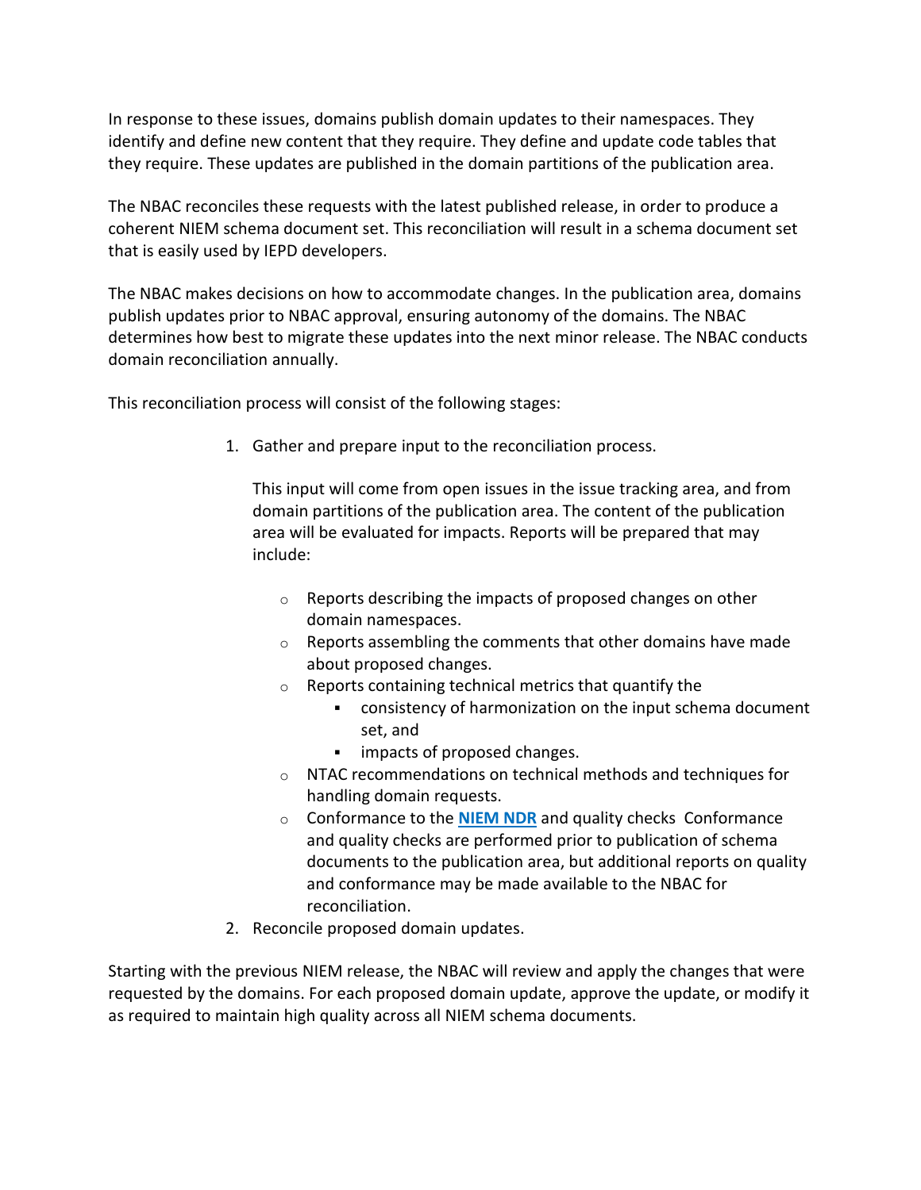In response to these issues, domains publish domain updates to their namespaces. They identify and define new content that they require. They define and update code tables that they require. These updates are published in the domain partitions of the publication area.

The NBAC reconciles these requests with the latest published release, in order to produce a coherent NIEM schema document set. This reconciliation will result in a schema document set that is easily used by IEPD developers.

The NBAC makes decisions on how to accommodate changes. In the publication area, domains publish updates prior to NBAC approval, ensuring autonomy of the domains. The NBAC determines how best to migrate these updates into the next minor release. The NBAC conducts domain reconciliation annually.

This reconciliation process will consist of the following stages:

1. Gather and prepare input to the reconciliation process.

   This input will come from open issues in the issue tracking area, and from domain partitions of the publication area. The content of the publication area will be evaluated for impacts. Reports will be prepared that may include:

   - Reports describing the impacts of proposed changes on other domain namespaces.
   - Reports assembling the comments that other domains have made about proposed changes.
   - Reports containing technical metrics that quantify the
     - consistency of harmonization on the input schema document set, and
     - impacts of proposed changes.
   - NTAC recommendations on technical methods and techniques for handling domain requests.
   - Conformance to the **NIEM NDR** and quality checks Conformance and quality checks are performed prior to publication of schema documents to the publication area, but additional reports on quality and conformance may be made available to the NBAC for reconciliation.
2. Reconcile proposed domain updates.

Starting with the previous NIEM release, the NBAC will review and apply the changes that were requested by the domains. For each proposed domain update, approve the update, or modify it as required to maintain high quality across all NIEM schema documents.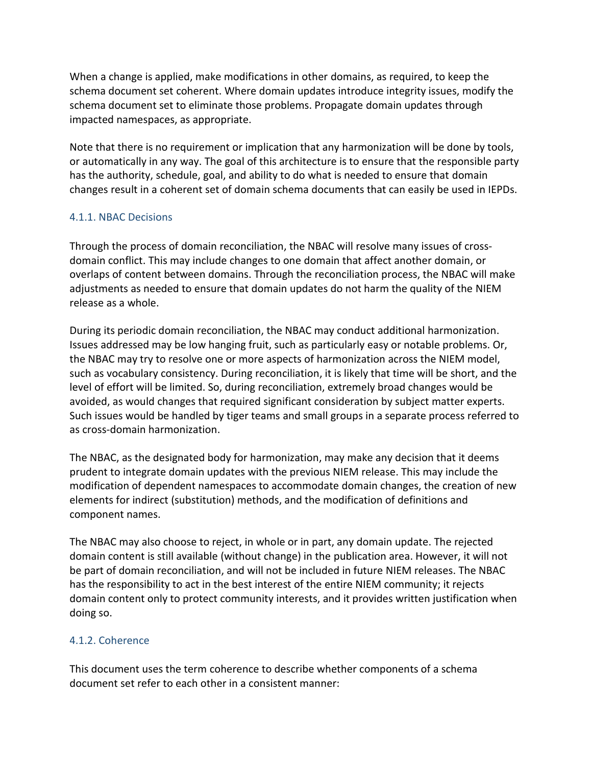When a change is applied, make modifications in other domains, as required, to keep the schema document set coherent. Where domain updates introduce integrity issues, modify the schema document set to eliminate those problems. Propagate domain updates through impacted namespaces, as appropriate.

Note that there is no requirement or implication that any harmonization will be done by tools, or automatically in any way. The goal of this architecture is to ensure that the responsible party has the authority, schedule, goal, and ability to do what is needed to ensure that domain changes result in a coherent set of domain schema documents that can easily be used in IEPDs.

### 4.1.1. NBAC Decisions

Through the process of domain reconciliation, the NBAC will resolve many issues of cross-domain conflict. This may include changes to one domain that affect another domain, or overlaps of content between domains. Through the reconciliation process, the NBAC will make adjustments as needed to ensure that domain updates do not harm the quality of the NIEM release as a whole.

During its periodic domain reconciliation, the NBAC may conduct additional harmonization. Issues addressed may be low hanging fruit, such as particularly easy or notable problems. Or, the NBAC may try to resolve one or more aspects of harmonization across the NIEM model, such as vocabulary consistency. During reconciliation, it is likely that time will be short, and the level of effort will be limited. So, during reconciliation, extremely broad changes would be avoided, as would changes that required significant consideration by subject matter experts. Such issues would be handled by tiger teams and small groups in a separate process referred to as cross-domain harmonization.

The NBAC, as the designated body for harmonization, may make any decision that it deems prudent to integrate domain updates with the previous NIEM release. This may include the modification of dependent namespaces to accommodate domain changes, the creation of new elements for indirect (substitution) methods, and the modification of definitions and component names.

The NBAC may also choose to reject, in whole or in part, any domain update. The rejected domain content is still available (without change) in the publication area. However, it will not be part of domain reconciliation, and will not be included in future NIEM releases. The NBAC has the responsibility to act in the best interest of the entire NIEM community; it rejects domain content only to protect community interests, and it provides written justification when doing so.

### 4.1.2. Coherence

This document uses the term coherence to describe whether components of a schema document set refer to each other in a consistent manner: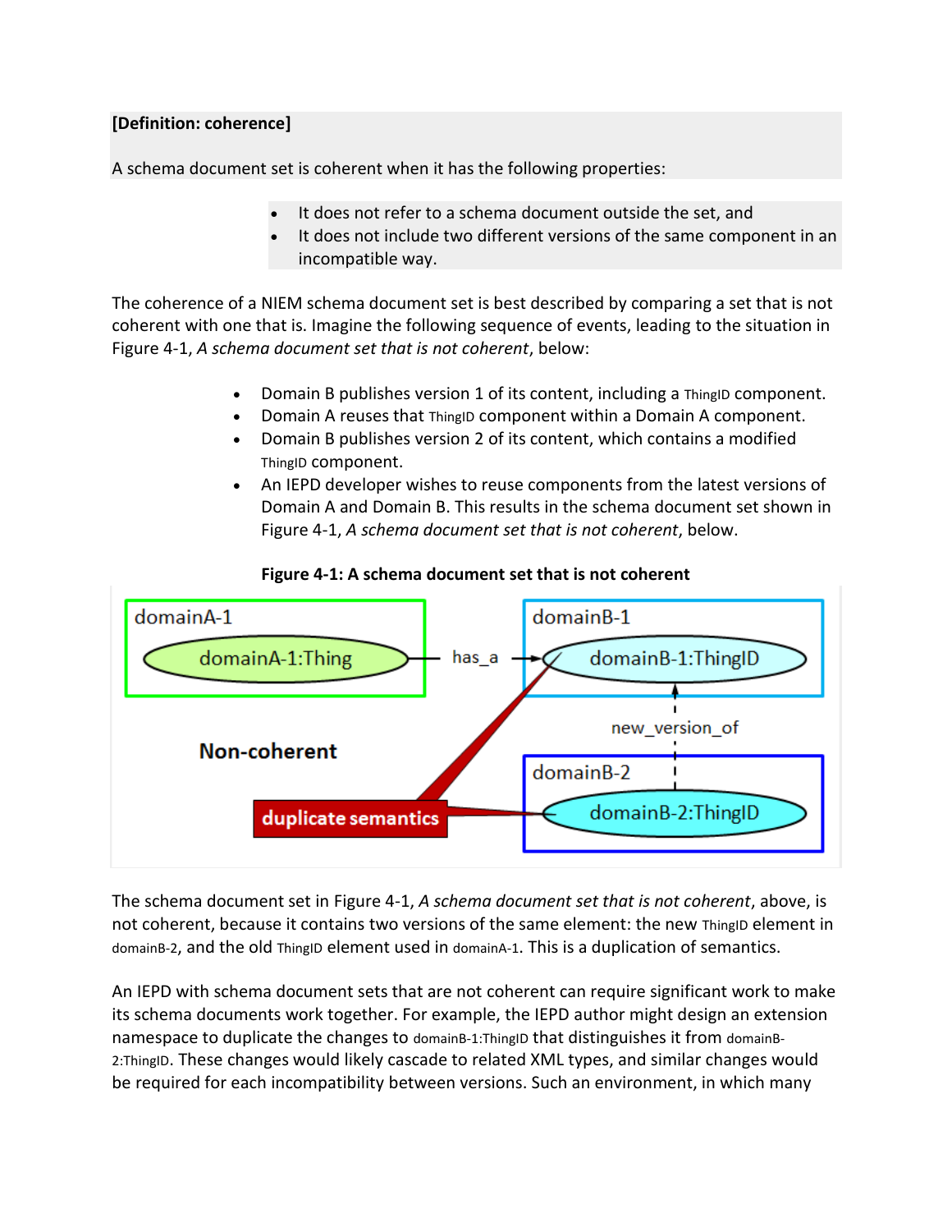**[Definition: coherence]**

A schema document set is coherent when it has the following properties:

- It does not refer to a schema document outside the set, and
- It does not include two different versions of the same component in an incompatible way.

The coherence of a NIEM schema document set is best described by comparing a set that is not coherent with one that is. Imagine the following sequence of events, leading to the situation in Figure 4-1, *A schema document set that is not coherent*, below:

- Domain B publishes version 1 of its content, including a ThingID component.
- Domain A reuses that ThingID component within a Domain A component.
- Domain B publishes version 2 of its content, which contains a modified ThingID component.
- An IEPD developer wishes to reuse components from the latest versions of Domain A and Domain B. This results in the schema document set shown in Figure 4-1, *A schema document set that is not coherent*, below.

**Figure 4-1: A schema document set that is not coherent**

The schema document set in Figure 4-1, *A schema document set that is not coherent*, above, is not coherent, because it contains two versions of the same element: the new ThingID element in domainB-2, and the old ThingID element used in domainA-1. This is a duplication of semantics.

An IEPD with schema document sets that are not coherent can require significant work to make its schema documents work together. For example, the IEPD author might design an extension namespace to duplicate the changes to domainB-1:ThingID that distinguishes it from domainB-2:ThingID. These changes would likely cascade to related XML types, and similar changes would be required for each incompatibility between versions. Such an environment, in which many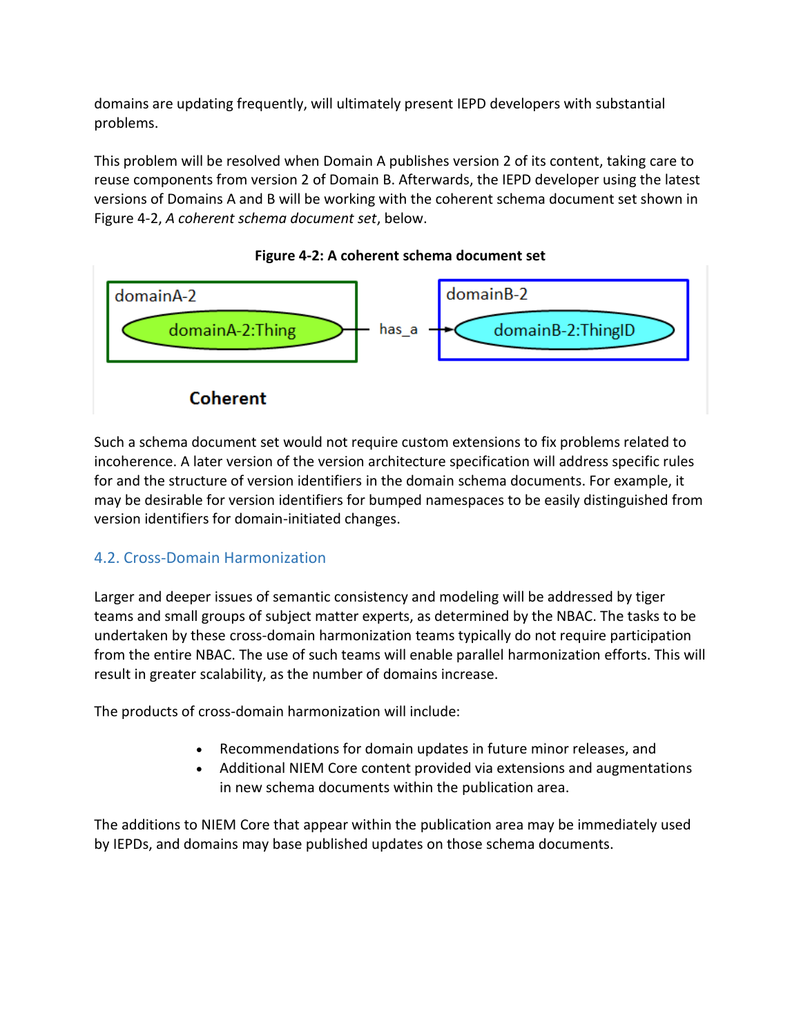domains are updating frequently, will ultimately present IEPD developers with substantial problems.

This problem will be resolved when Domain A publishes version 2 of its content, taking care to reuse components from version 2 of Domain B. Afterwards, the IEPD developer using the latest versions of Domains A and B will be working with the coherent schema document set shown in Figure 4-2, *A coherent schema document set*, below.

**Figure 4-2: A coherent schema document set**

domainA-2

domainA-2:Thing

has_a

domainB-2

domainB-2:ThingID

**Coherent**

Such a schema document set would not require custom extensions to fix problems related to incoherence. A later version of the version architecture specification will address specific rules for and the structure of version identifiers in the domain schema documents. For example, it may be desirable for version identifiers for bumped namespaces to be easily distinguished from version identifiers for domain-initiated changes.

## 4.2. Cross-Domain Harmonization

Larger and deeper issues of semantic consistency and modeling will be addressed by tiger teams and small groups of subject matter experts, as determined by the NBAC. The tasks to be undertaken by these cross-domain harmonization teams typically do not require participation from the entire NBAC. The use of such teams will enable parallel harmonization efforts. This will result in greater scalability, as the number of domains increase.

The products of cross-domain harmonization will include:

- Recommendations for domain updates in future minor releases, and
- Additional NIEM Core content provided via extensions and augmentations in new schema documents within the publication area.

The additions to NIEM Core that appear within the publication area may be immediately used by IEPDs, and domains may base published updates on those schema documents.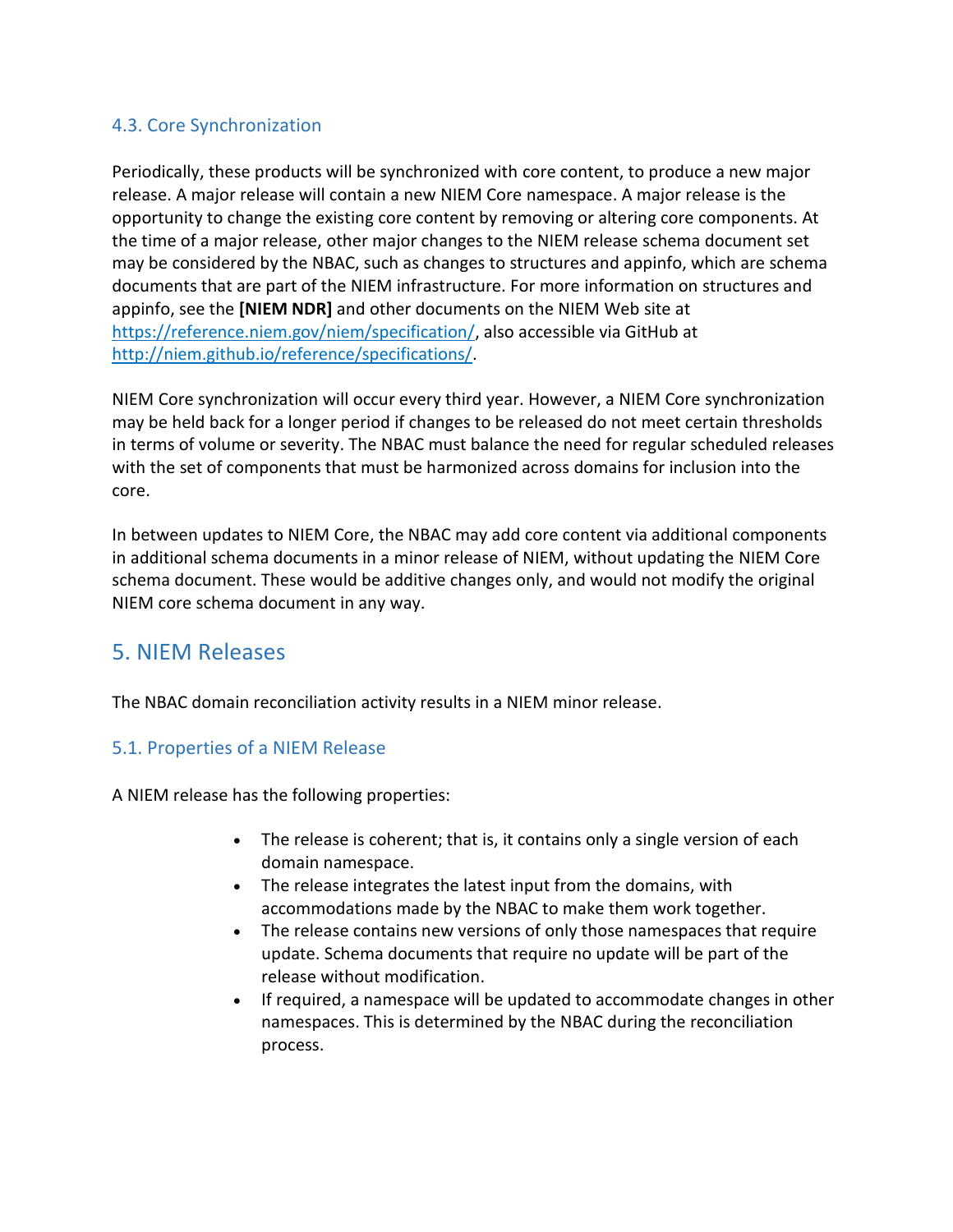### 4.3. Core Synchronization

Periodically, these products will be synchronized with core content, to produce a new major release. A major release will contain a new NIEM Core namespace. A major release is the opportunity to change the existing core content by removing or altering core components. At the time of a major release, other major changes to the NIEM release schema document set may be considered by the NBAC, such as changes to structures and appinfo, which are schema documents that are part of the NIEM infrastructure. For more information on structures and appinfo, see the **[NIEM NDR]** and other documents on the NIEM Web site at https://reference.niem.gov/niem/specification/, also accessible via GitHub at http://niem.github.io/reference/specifications/.

NIEM Core synchronization will occur every third year. However, a NIEM Core synchronization may be held back for a longer period if changes to be released do not meet certain thresholds in terms of volume or severity. The NBAC must balance the need for regular scheduled releases with the set of components that must be harmonized across domains for inclusion into the core.

In between updates to NIEM Core, the NBAC may add core content via additional components in additional schema documents in a minor release of NIEM, without updating the NIEM Core schema document. These would be additive changes only, and would not modify the original NIEM core schema document in any way.

## 5. NIEM Releases

The NBAC domain reconciliation activity results in a NIEM minor release.

### 5.1. Properties of a NIEM Release

A NIEM release has the following properties:

- The release is coherent; that is, it contains only a single version of each domain namespace.
- The release integrates the latest input from the domains, with accommodations made by the NBAC to make them work together.
- The release contains new versions of only those namespaces that require update. Schema documents that require no update will be part of the release without modification.
- If required, a namespace will be updated to accommodate changes in other namespaces. This is determined by the NBAC during the reconciliation process.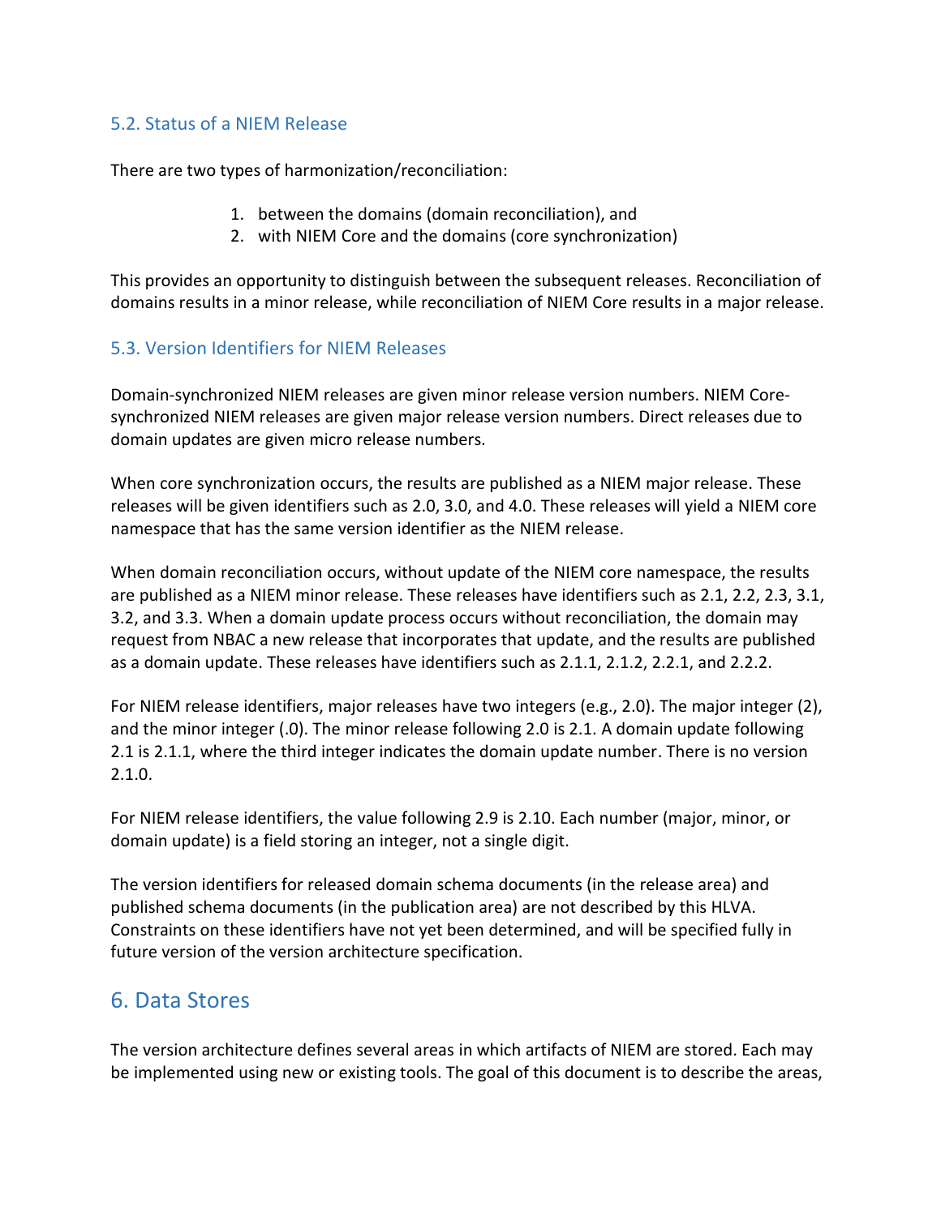### 5.2. Status of a NIEM Release

There are two types of harmonization/reconciliation:

1. between the domains (domain reconciliation), and
2. with NIEM Core and the domains (core synchronization)

This provides an opportunity to distinguish between the subsequent releases. Reconciliation of domains results in a minor release, while reconciliation of NIEM Core results in a major release.

### 5.3. Version Identifiers for NIEM Releases

Domain-synchronized NIEM releases are given minor release version numbers. NIEM Core-synchronized NIEM releases are given major release version numbers. Direct releases due to domain updates are given micro release numbers.

When core synchronization occurs, the results are published as a NIEM major release. These releases will be given identifiers such as 2.0, 3.0, and 4.0. These releases will yield a NIEM core namespace that has the same version identifier as the NIEM release.

When domain reconciliation occurs, without update of the NIEM core namespace, the results are published as a NIEM minor release. These releases have identifiers such as 2.1, 2.2, 2.3, 3.1, 3.2, and 3.3. When a domain update process occurs without reconciliation, the domain may request from NBAC a new release that incorporates that update, and the results are published as a domain update. These releases have identifiers such as 2.1.1, 2.1.2, 2.2.1, and 2.2.2.

For NIEM release identifiers, major releases have two integers (e.g., 2.0). The major integer (2), and the minor integer (.0). The minor release following 2.0 is 2.1. A domain update following 2.1 is 2.1.1, where the third integer indicates the domain update number. There is no version 2.1.0.

For NIEM release identifiers, the value following 2.9 is 2.10. Each number (major, minor, or domain update) is a field storing an integer, not a single digit.

The version identifiers for released domain schema documents (in the release area) and published schema documents (in the publication area) are not described by this HLVA. Constraints on these identifiers have not yet been determined, and will be specified fully in future version of the version architecture specification.

## 6. Data Stores

The version architecture defines several areas in which artifacts of NIEM are stored. Each may be implemented using new or existing tools. The goal of this document is to describe the areas,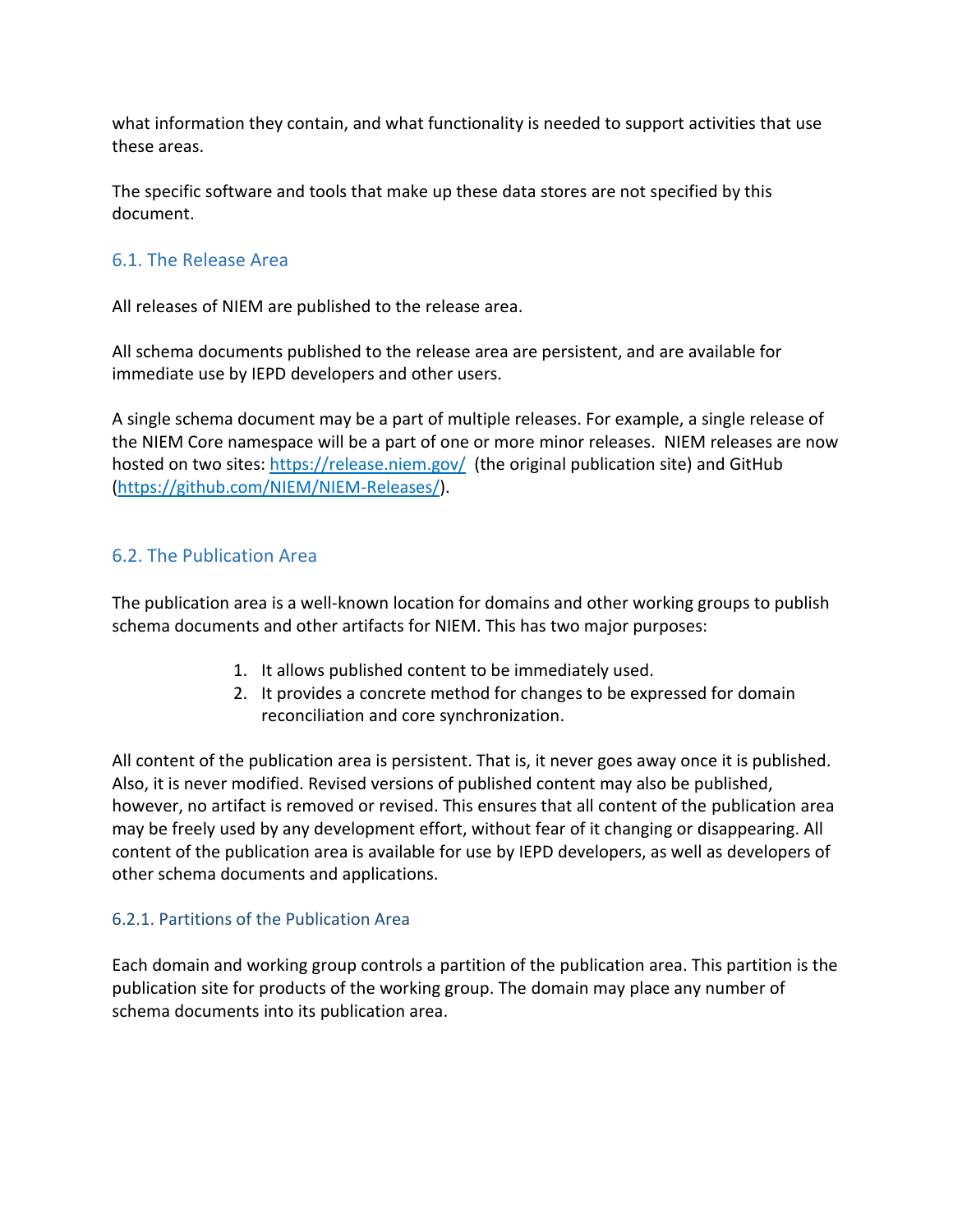what information they contain, and what functionality is needed to support activities that use these areas.

The specific software and tools that make up these data stores are not specified by this document.

## 6.1. The Release Area

All releases of NIEM are published to the release area.

All schema documents published to the release area are persistent, and are available for immediate use by IEPD developers and other users.

A single schema document may be a part of multiple releases. For example, a single release of the NIEM Core namespace will be a part of one or more minor releases. NIEM releases are now hosted on two sites: https://release.niem.gov/ (the original publication site) and GitHub (https://github.com/NIEM/NIEM-Releases/).

## 6.2. The Publication Area

The publication area is a well-known location for domains and other working groups to publish schema documents and other artifacts for NIEM. This has two major purposes:

1. It allows published content to be immediately used.
2. It provides a concrete method for changes to be expressed for domain reconciliation and core synchronization.

All content of the publication area is persistent. That is, it never goes away once it is published. Also, it is never modified. Revised versions of published content may also be published, however, no artifact is removed or revised. This ensures that all content of the publication area may be freely used by any development effort, without fear of it changing or disappearing. All content of the publication area is available for use by IEPD developers, as well as developers of other schema documents and applications.

### 6.2.1. Partitions of the Publication Area

Each domain and working group controls a partition of the publication area. This partition is the publication site for products of the working group. The domain may place any number of schema documents into its publication area.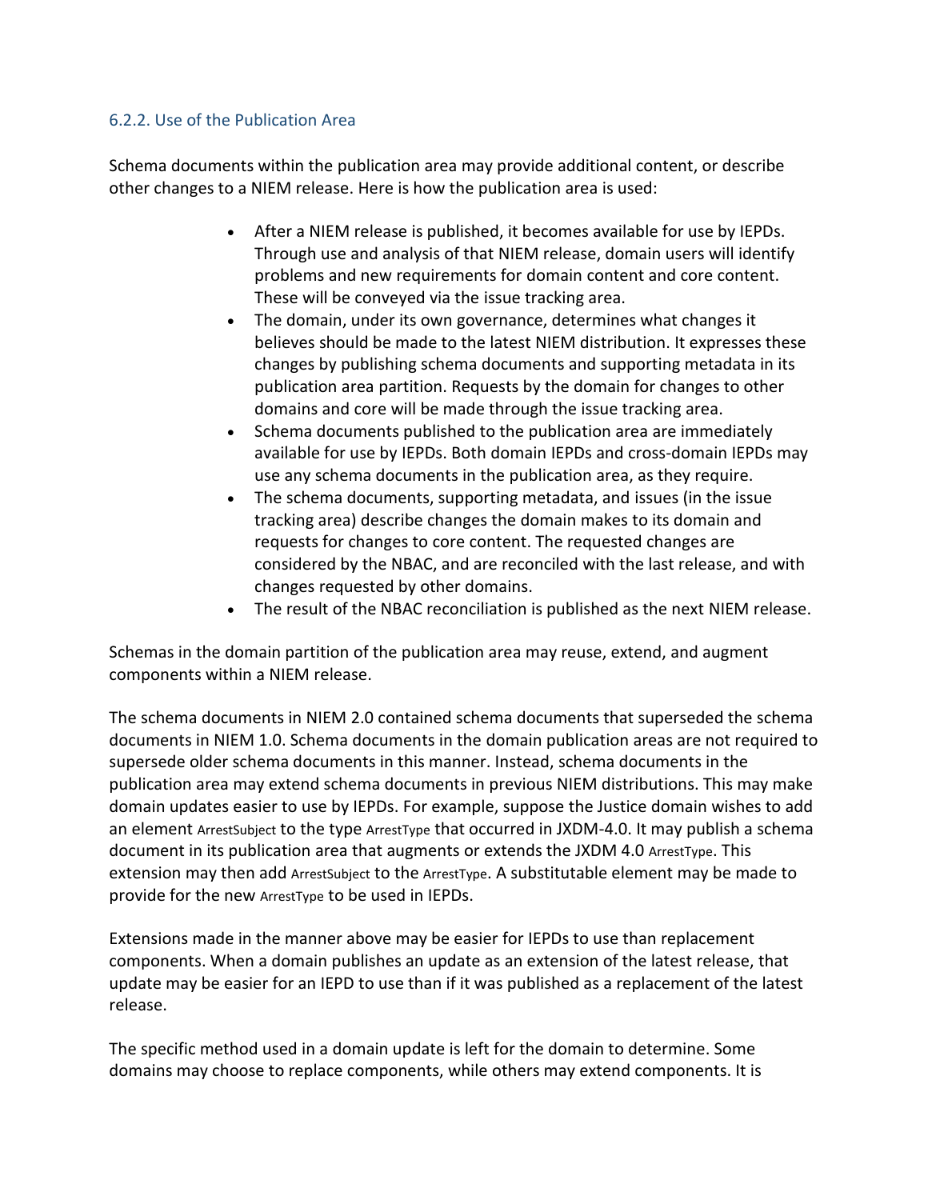### 6.2.2. Use of the Publication Area

Schema documents within the publication area may provide additional content, or describe other changes to a NIEM release. Here is how the publication area is used:

- After a NIEM release is published, it becomes available for use by IEPDs. Through use and analysis of that NIEM release, domain users will identify problems and new requirements for domain content and core content. These will be conveyed via the issue tracking area.
- The domain, under its own governance, determines what changes it believes should be made to the latest NIEM distribution. It expresses these changes by publishing schema documents and supporting metadata in its publication area partition. Requests by the domain for changes to other domains and core will be made through the issue tracking area.
- Schema documents published to the publication area are immediately available for use by IEPDs. Both domain IEPDs and cross-domain IEPDs may use any schema documents in the publication area, as they require.
- The schema documents, supporting metadata, and issues (in the issue tracking area) describe changes the domain makes to its domain and requests for changes to core content. The requested changes are considered by the NBAC, and are reconciled with the last release, and with changes requested by other domains.
- The result of the NBAC reconciliation is published as the next NIEM release.

Schemas in the domain partition of the publication area may reuse, extend, and augment components within a NIEM release.

The schema documents in NIEM 2.0 contained schema documents that superseded the schema documents in NIEM 1.0. Schema documents in the domain publication areas are not required to supersede older schema documents in this manner. Instead, schema documents in the publication area may extend schema documents in previous NIEM distributions. This may make domain updates easier to use by IEPDs. For example, suppose the Justice domain wishes to add an element ArrestSubject to the type ArrestType that occurred in JXDM-4.0. It may publish a schema document in its publication area that augments or extends the JXDM 4.0 ArrestType. This extension may then add ArrestSubject to the ArrestType. A substitutable element may be made to provide for the new ArrestType to be used in IEPDs.

Extensions made in the manner above may be easier for IEPDs to use than replacement components. When a domain publishes an update as an extension of the latest release, that update may be easier for an IEPD to use than if it was published as a replacement of the latest release.

The specific method used in a domain update is left for the domain to determine. Some domains may choose to replace components, while others may extend components. It is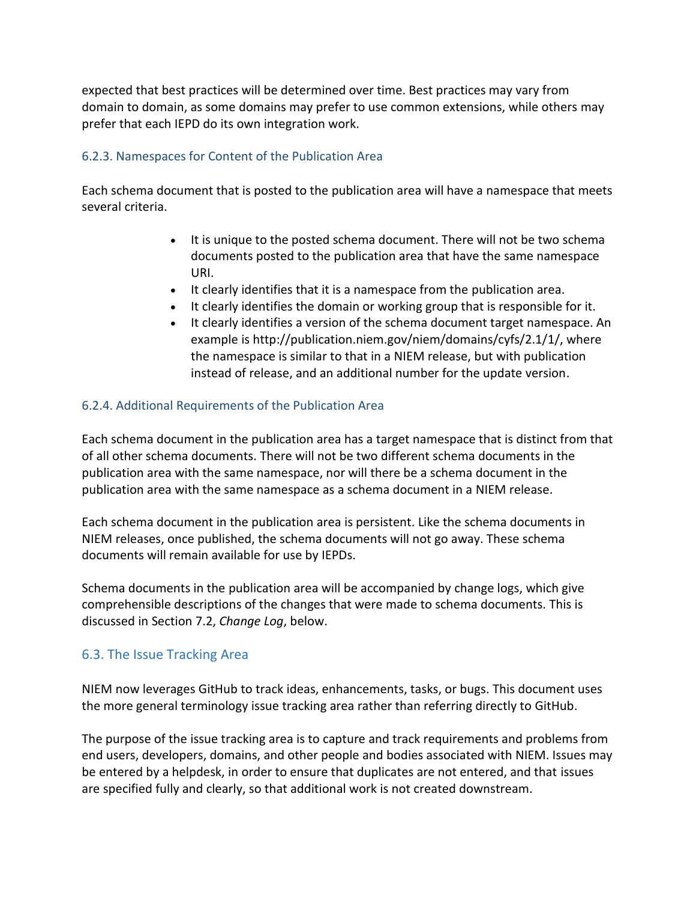expected that best practices will be determined over time. Best practices may vary from domain to domain, as some domains may prefer to use common extensions, while others may prefer that each IEPD do its own integration work.

### 6.2.3. Namespaces for Content of the Publication Area

Each schema document that is posted to the publication area will have a namespace that meets several criteria.

- It is unique to the posted schema document. There will not be two schema documents posted to the publication area that have the same namespace URI.
- It clearly identifies that it is a namespace from the publication area.
- It clearly identifies the domain or working group that is responsible for it.
- It clearly identifies a version of the schema document target namespace. An example is http://publication.niem.gov/niem/domains/cyfs/2.1/1/, where the namespace is similar to that in a NIEM release, but with publication instead of release, and an additional number for the update version.

### 6.2.4. Additional Requirements of the Publication Area

Each schema document in the publication area has a target namespace that is distinct from that of all other schema documents. There will not be two different schema documents in the publication area with the same namespace, nor will there be a schema document in the publication area with the same namespace as a schema document in a NIEM release.

Each schema document in the publication area is persistent. Like the schema documents in NIEM releases, once published, the schema documents will not go away. These schema documents will remain available for use by IEPDs.

Schema documents in the publication area will be accompanied by change logs, which give comprehensible descriptions of the changes that were made to schema documents. This is discussed in Section 7.2, *Change Log*, below.

## 6.3. The Issue Tracking Area

NIEM now leverages GitHub to track ideas, enhancements, tasks, or bugs. This document uses the more general terminology issue tracking area rather than referring directly to GitHub.

The purpose of the issue tracking area is to capture and track requirements and problems from end users, developers, domains, and other people and bodies associated with NIEM. Issues may be entered by a helpdesk, in order to ensure that duplicates are not entered, and that issues are specified fully and clearly, so that additional work is not created downstream.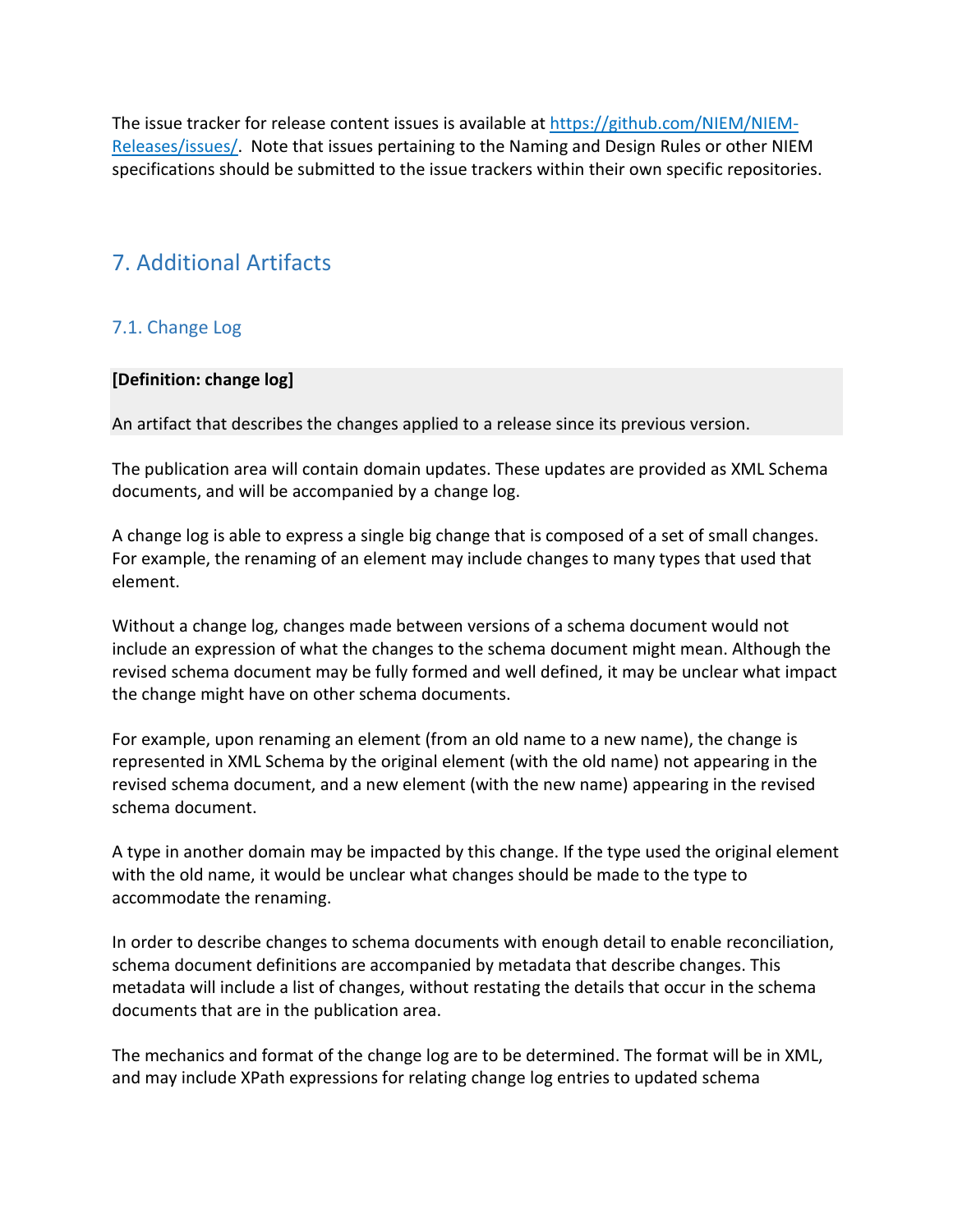The issue tracker for release content issues is available at [https://github.com/NIEM/NIEM-Releases/issues/](https://github.com/NIEM/NIEM-Releases/issues/). Note that issues pertaining to the Naming and Design Rules or other NIEM specifications should be submitted to the issue trackers within their own specific repositories.

# 7. Additional Artifacts

## 7.1. Change Log

> **[Definition: change log]**
>
> An artifact that describes the changes applied to a release since its previous version.

The publication area will contain domain updates. These updates are provided as XML Schema documents, and will be accompanied by a change log.

A change log is able to express a single big change that is composed of a set of small changes. For example, the renaming of an element may include changes to many types that used that element.

Without a change log, changes made between versions of a schema document would not include an expression of what the changes to the schema document might mean. Although the revised schema document may be fully formed and well defined, it may be unclear what impact the change might have on other schema documents.

For example, upon renaming an element (from an old name to a new name), the change is represented in XML Schema by the original element (with the old name) not appearing in the revised schema document, and a new element (with the new name) appearing in the revised schema document.

A type in another domain may be impacted by this change. If the type used the original element with the old name, it would be unclear what changes should be made to the type to accommodate the renaming.

In order to describe changes to schema documents with enough detail to enable reconciliation, schema document definitions are accompanied by metadata that describe changes. This metadata will include a list of changes, without restating the details that occur in the schema documents that are in the publication area.

The mechanics and format of the change log are to be determined. The format will be in XML, and may include XPath expressions for relating change log entries to updated schema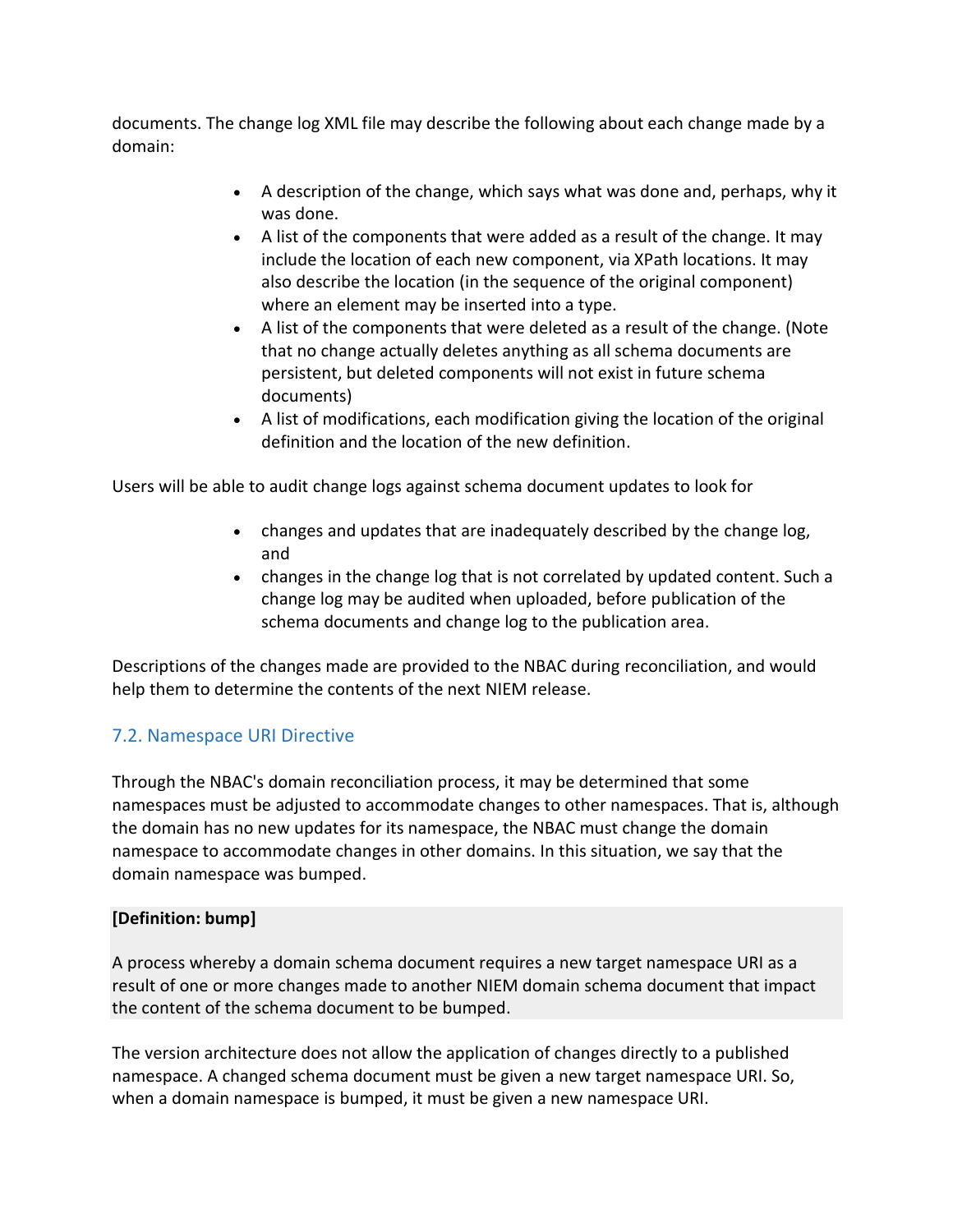documents. The change log XML file may describe the following about each change made by a domain:

- A description of the change, which says what was done and, perhaps, why it was done.
- A list of the components that were added as a result of the change. It may include the location of each new component, via XPath locations. It may also describe the location (in the sequence of the original component) where an element may be inserted into a type.
- A list of the components that were deleted as a result of the change. (Note that no change actually deletes anything as all schema documents are persistent, but deleted components will not exist in future schema documents)
- A list of modifications, each modification giving the location of the original definition and the location of the new definition.

Users will be able to audit change logs against schema document updates to look for

- changes and updates that are inadequately described by the change log, and
- changes in the change log that is not correlated by updated content. Such a change log may be audited when uploaded, before publication of the schema documents and change log to the publication area.

Descriptions of the changes made are provided to the NBAC during reconciliation, and would help them to determine the contents of the next NIEM release.

## 7.2. Namespace URI Directive

Through the NBAC's domain reconciliation process, it may be determined that some namespaces must be adjusted to accommodate changes to other namespaces. That is, although the domain has no new updates for its namespace, the NBAC must change the domain namespace to accommodate changes in other domains. In this situation, we say that the domain namespace was bumped.

**[Definition: bump]**

A process whereby a domain schema document requires a new target namespace URI as a result of one or more changes made to another NIEM domain schema document that impact the content of the schema document to be bumped.

The version architecture does not allow the application of changes directly to a published namespace. A changed schema document must be given a new target namespace URI. So, when a domain namespace is bumped, it must be given a new namespace URI.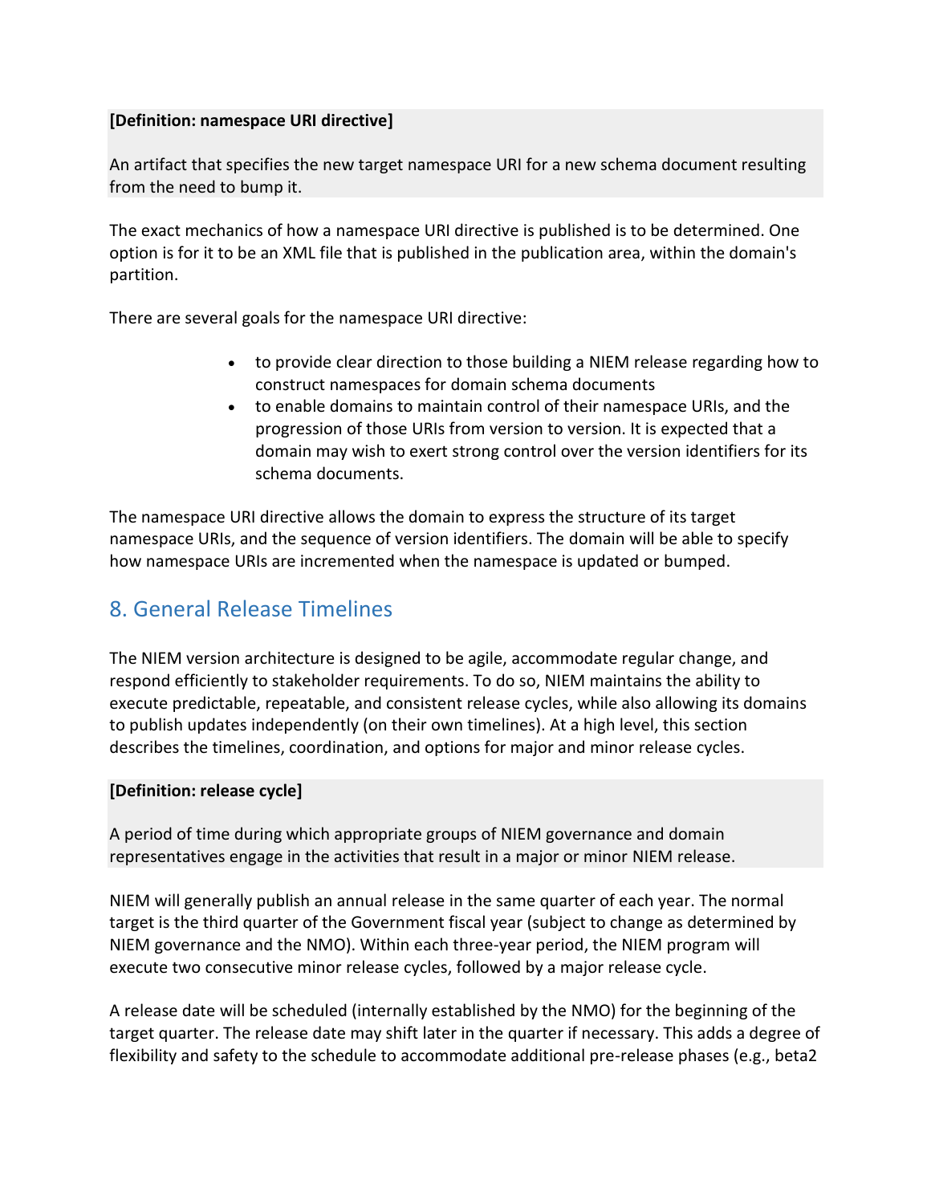**[Definition: namespace URI directive]**

An artifact that specifies the new target namespace URI for a new schema document resulting from the need to bump it.

The exact mechanics of how a namespace URI directive is published is to be determined. One option is for it to be an XML file that is published in the publication area, within the domain's partition.

There are several goals for the namespace URI directive:

- to provide clear direction to those building a NIEM release regarding how to construct namespaces for domain schema documents
- to enable domains to maintain control of their namespace URIs, and the progression of those URIs from version to version. It is expected that a domain may wish to exert strong control over the version identifiers for its schema documents.

The namespace URI directive allows the domain to express the structure of its target namespace URIs, and the sequence of version identifiers. The domain will be able to specify how namespace URIs are incremented when the namespace is updated or bumped.

## 8. General Release Timelines

The NIEM version architecture is designed to be agile, accommodate regular change, and respond efficiently to stakeholder requirements. To do so, NIEM maintains the ability to execute predictable, repeatable, and consistent release cycles, while also allowing its domains to publish updates independently (on their own timelines). At a high level, this section describes the timelines, coordination, and options for major and minor release cycles.

**[Definition: release cycle]**

A period of time during which appropriate groups of NIEM governance and domain representatives engage in the activities that result in a major or minor NIEM release.

NIEM will generally publish an annual release in the same quarter of each year. The normal target is the third quarter of the Government fiscal year (subject to change as determined by NIEM governance and the NMO). Within each three-year period, the NIEM program will execute two consecutive minor release cycles, followed by a major release cycle.

A release date will be scheduled (internally established by the NMO) for the beginning of the target quarter. The release date may shift later in the quarter if necessary. This adds a degree of flexibility and safety to the schedule to accommodate additional pre-release phases (e.g., beta2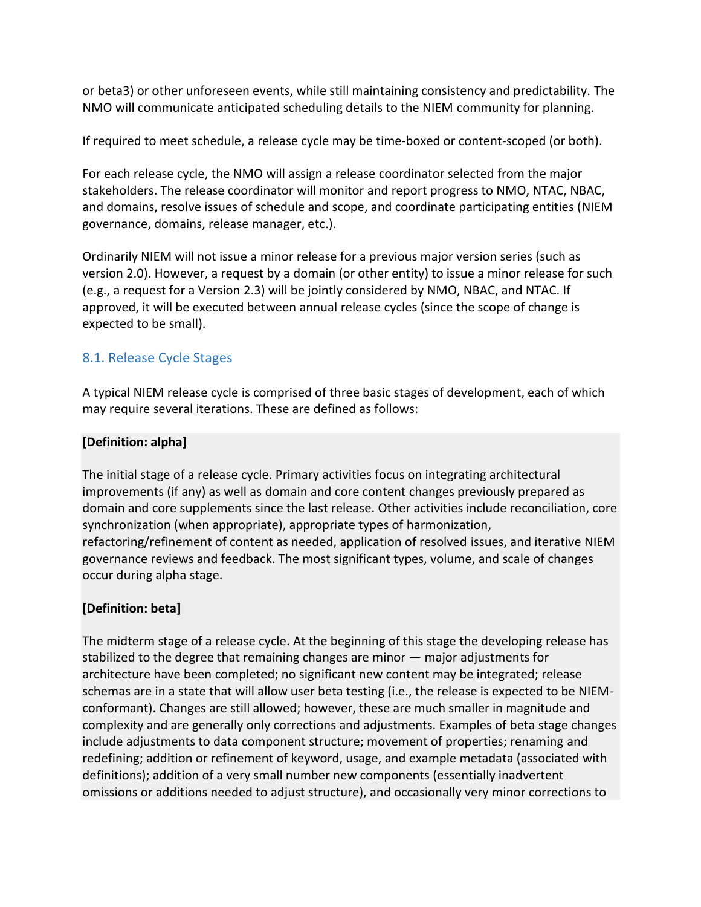or beta3) or other unforeseen events, while still maintaining consistency and predictability. The NMO will communicate anticipated scheduling details to the NIEM community for planning.

If required to meet schedule, a release cycle may be time-boxed or content-scoped (or both).

For each release cycle, the NMO will assign a release coordinator selected from the major stakeholders. The release coordinator will monitor and report progress to NMO, NTAC, NBAC, and domains, resolve issues of schedule and scope, and coordinate participating entities (NIEM governance, domains, release manager, etc.).

Ordinarily NIEM will not issue a minor release for a previous major version series (such as version 2.0). However, a request by a domain (or other entity) to issue a minor release for such (e.g., a request for a Version 2.3) will be jointly considered by NMO, NBAC, and NTAC. If approved, it will be executed between annual release cycles (since the scope of change is expected to be small).

## 8.1. Release Cycle Stages

A typical NIEM release cycle is comprised of three basic stages of development, each of which may require several iterations. These are defined as follows:

**[Definition: alpha]**

The initial stage of a release cycle. Primary activities focus on integrating architectural improvements (if any) as well as domain and core content changes previously prepared as domain and core supplements since the last release. Other activities include reconciliation, core synchronization (when appropriate), appropriate types of harmonization, refactoring/refinement of content as needed, application of resolved issues, and iterative NIEM governance reviews and feedback. The most significant types, volume, and scale of changes occur during alpha stage.

**[Definition: beta]**

The midterm stage of a release cycle. At the beginning of this stage the developing release has stabilized to the degree that remaining changes are minor — major adjustments for architecture have been completed; no significant new content may be integrated; release schemas are in a state that will allow user beta testing (i.e., the release is expected to be NIEM-conformant). Changes are still allowed; however, these are much smaller in magnitude and complexity and are generally only corrections and adjustments. Examples of beta stage changes include adjustments to data component structure; movement of properties; renaming and redefining; addition or refinement of keyword, usage, and example metadata (associated with definitions); addition of a very small number new components (essentially inadvertent omissions or additions needed to adjust structure), and occasionally very minor corrections to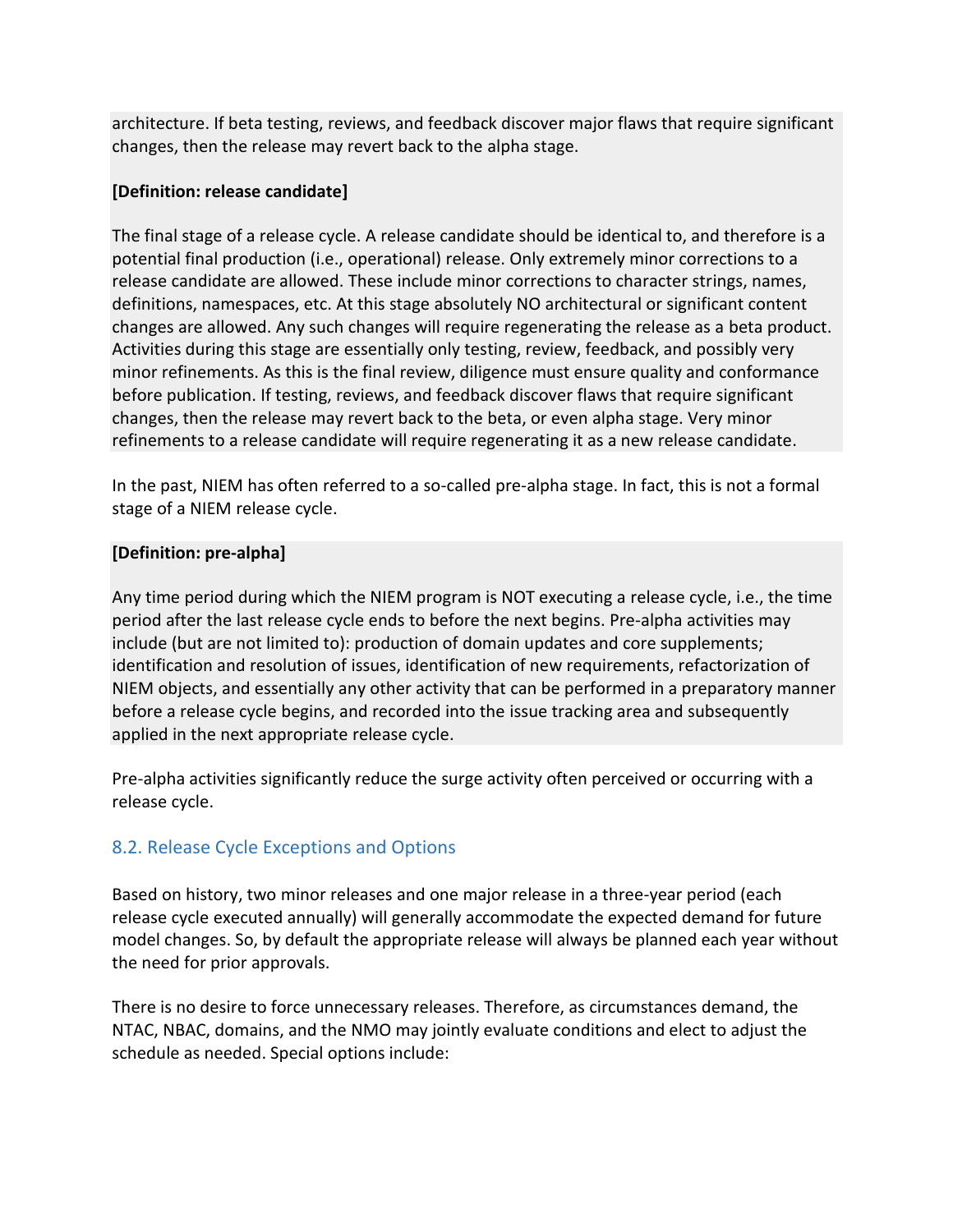architecture. If beta testing, reviews, and feedback discover major flaws that require significant changes, then the release may revert back to the alpha stage.

**[Definition: release candidate]**

The final stage of a release cycle. A release candidate should be identical to, and therefore is a potential final production (i.e., operational) release. Only extremely minor corrections to a release candidate are allowed. These include minor corrections to character strings, names, definitions, namespaces, etc. At this stage absolutely NO architectural or significant content changes are allowed. Any such changes will require regenerating the release as a beta product. Activities during this stage are essentially only testing, review, feedback, and possibly very minor refinements. As this is the final review, diligence must ensure quality and conformance before publication. If testing, reviews, and feedback discover flaws that require significant changes, then the release may revert back to the beta, or even alpha stage. Very minor refinements to a release candidate will require regenerating it as a new release candidate.

In the past, NIEM has often referred to a so-called pre-alpha stage. In fact, this is not a formal stage of a NIEM release cycle.

**[Definition: pre-alpha]**

Any time period during which the NIEM program is NOT executing a release cycle, i.e., the time period after the last release cycle ends to before the next begins. Pre-alpha activities may include (but are not limited to): production of domain updates and core supplements; identification and resolution of issues, identification of new requirements, refactorization of NIEM objects, and essentially any other activity that can be performed in a preparatory manner before a release cycle begins, and recorded into the issue tracking area and subsequently applied in the next appropriate release cycle.

Pre-alpha activities significantly reduce the surge activity often perceived or occurring with a release cycle.

## 8.2. Release Cycle Exceptions and Options

Based on history, two minor releases and one major release in a three-year period (each release cycle executed annually) will generally accommodate the expected demand for future model changes. So, by default the appropriate release will always be planned each year without the need for prior approvals.

There is no desire to force unnecessary releases. Therefore, as circumstances demand, the NTAC, NBAC, domains, and the NMO may jointly evaluate conditions and elect to adjust the schedule as needed. Special options include: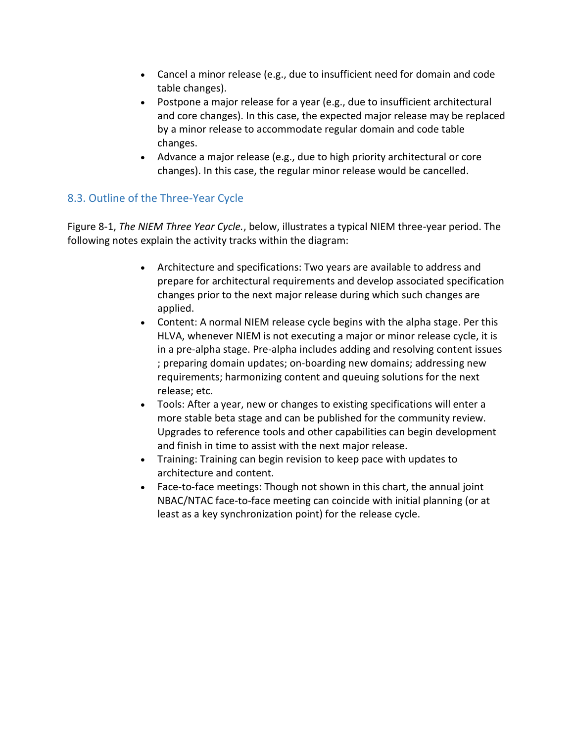- Cancel a minor release (e.g., due to insufficient need for domain and code table changes).
- Postpone a major release for a year (e.g., due to insufficient architectural and core changes). In this case, the expected major release may be replaced by a minor release to accommodate regular domain and code table changes.
- Advance a major release (e.g., due to high priority architectural or core changes). In this case, the regular minor release would be cancelled.

### 8.3. Outline of the Three-Year Cycle

Figure 8-1, *The NIEM Three Year Cycle.*, below, illustrates a typical NIEM three-year period. The following notes explain the activity tracks within the diagram:

- Architecture and specifications: Two years are available to address and prepare for architectural requirements and develop associated specification changes prior to the next major release during which such changes are applied.
- Content: A normal NIEM release cycle begins with the alpha stage. Per this HLVA, whenever NIEM is not executing a major or minor release cycle, it is in a pre-alpha stage. Pre-alpha includes adding and resolving content issues ; preparing domain updates; on-boarding new domains; addressing new requirements; harmonizing content and queuing solutions for the next release; etc.
- Tools: After a year, new or changes to existing specifications will enter a more stable beta stage and can be published for the community review. Upgrades to reference tools and other capabilities can begin development and finish in time to assist with the next major release.
- Training: Training can begin revision to keep pace with updates to architecture and content.
- Face-to-face meetings: Though not shown in this chart, the annual joint NBAC/NTAC face-to-face meeting can coincide with initial planning (or at least as a key synchronization point) for the release cycle.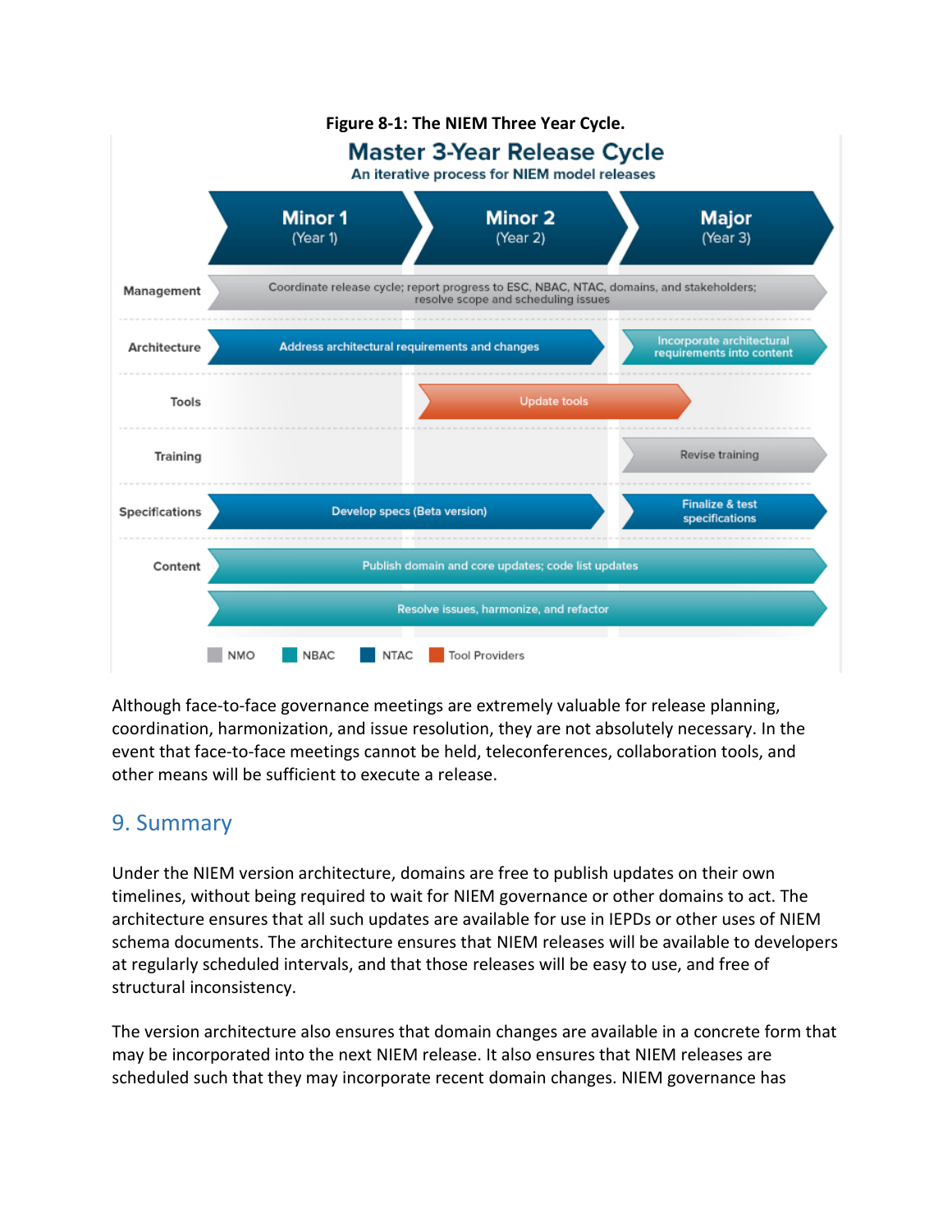**Figure 8-1: The NIEM Three Year Cycle.**

**Master 3-Year Release Cycle**

An iterative process for NIEM model releases

| | Minor 1 (Year 1) | Minor 2 (Year 2) | Major (Year 3) |
|---|---|---|---|
| Management | Coordinate release cycle; report progress to ESC, NBAC, NTAC, domains, and stakeholders; resolve scope and scheduling issues | | |
| Architecture | Address architectural requirements and changes | | Incorporate architectural requirements into content |
| Tools | | Update tools | |
| Training | | | Revise training |
| Specifications | Develop specs (Beta version) | | Finalize & test specifications |
| Content | Publish domain and core updates; code list updates | | |
| | Resolve issues, harmonize, and refactor | | |

NMO NBAC NTAC Tool Providers

Although face-to-face governance meetings are extremely valuable for release planning, coordination, harmonization, and issue resolution, they are not absolutely necessary. In the event that face-to-face meetings cannot be held, teleconferences, collaboration tools, and other means will be sufficient to execute a release.

## 9. Summary

Under the NIEM version architecture, domains are free to publish updates on their own timelines, without being required to wait for NIEM governance or other domains to act. The architecture ensures that all such updates are available for use in IEPDs or other uses of NIEM schema documents. The architecture ensures that NIEM releases will be available to developers at regularly scheduled intervals, and that those releases will be easy to use, and free of structural inconsistency.

The version architecture also ensures that domain changes are available in a concrete form that may be incorporated into the next NIEM release. It also ensures that NIEM releases are scheduled such that they may incorporate recent domain changes. NIEM governance has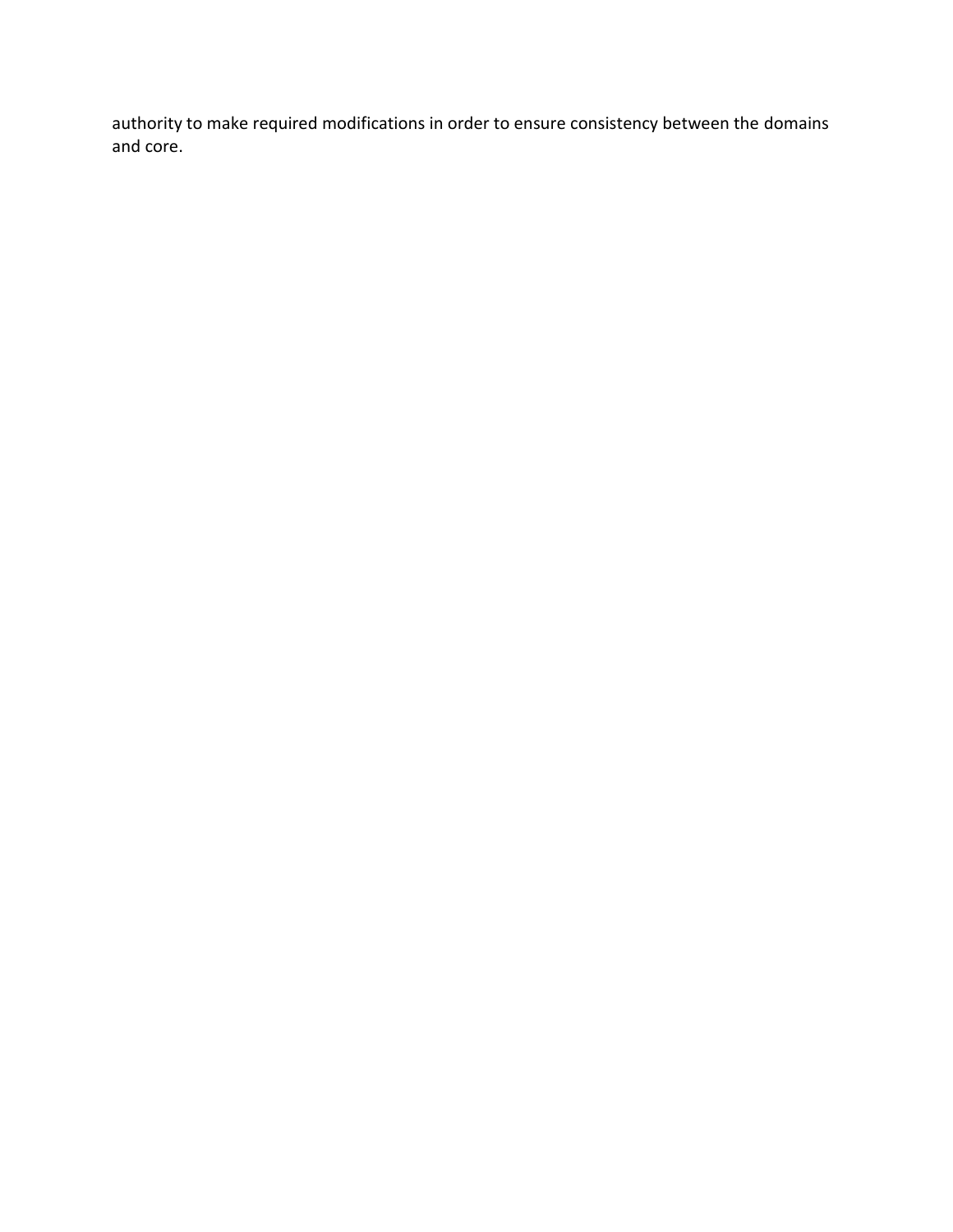authority to make required modifications in order to ensure consistency between the domains and core.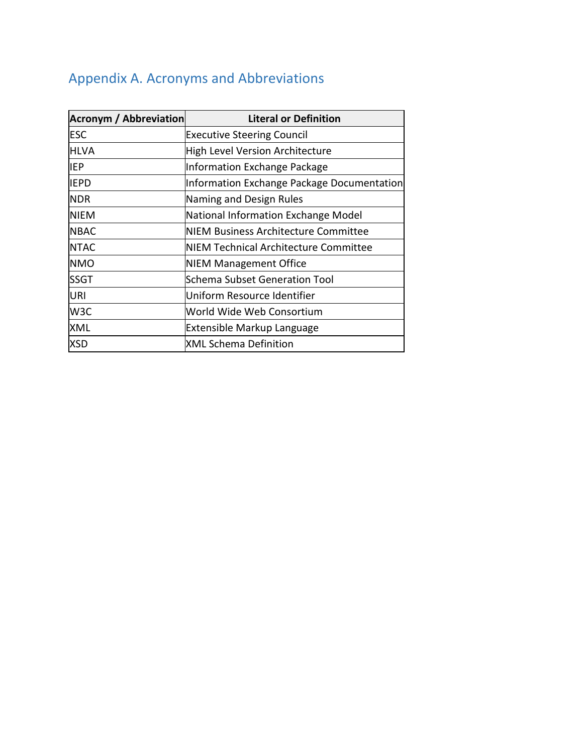## Appendix A. Acronyms and Abbreviations

| Acronym / Abbreviation | Literal or Definition |
|---|---|
| ESC | Executive Steering Council |
| HLVA | High Level Version Architecture |
| IEP | Information Exchange Package |
| IEPD | Information Exchange Package Documentation |
| NDR | Naming and Design Rules |
| NIEM | National Information Exchange Model |
| NBAC | NIEM Business Architecture Committee |
| NTAC | NIEM Technical Architecture Committee |
| NMO | NIEM Management Office |
| SSGT | Schema Subset Generation Tool |
| URI | Uniform Resource Identifier |
| W3C | World Wide Web Consortium |
| XML | Extensible Markup Language |
| XSD | XML Schema Definition |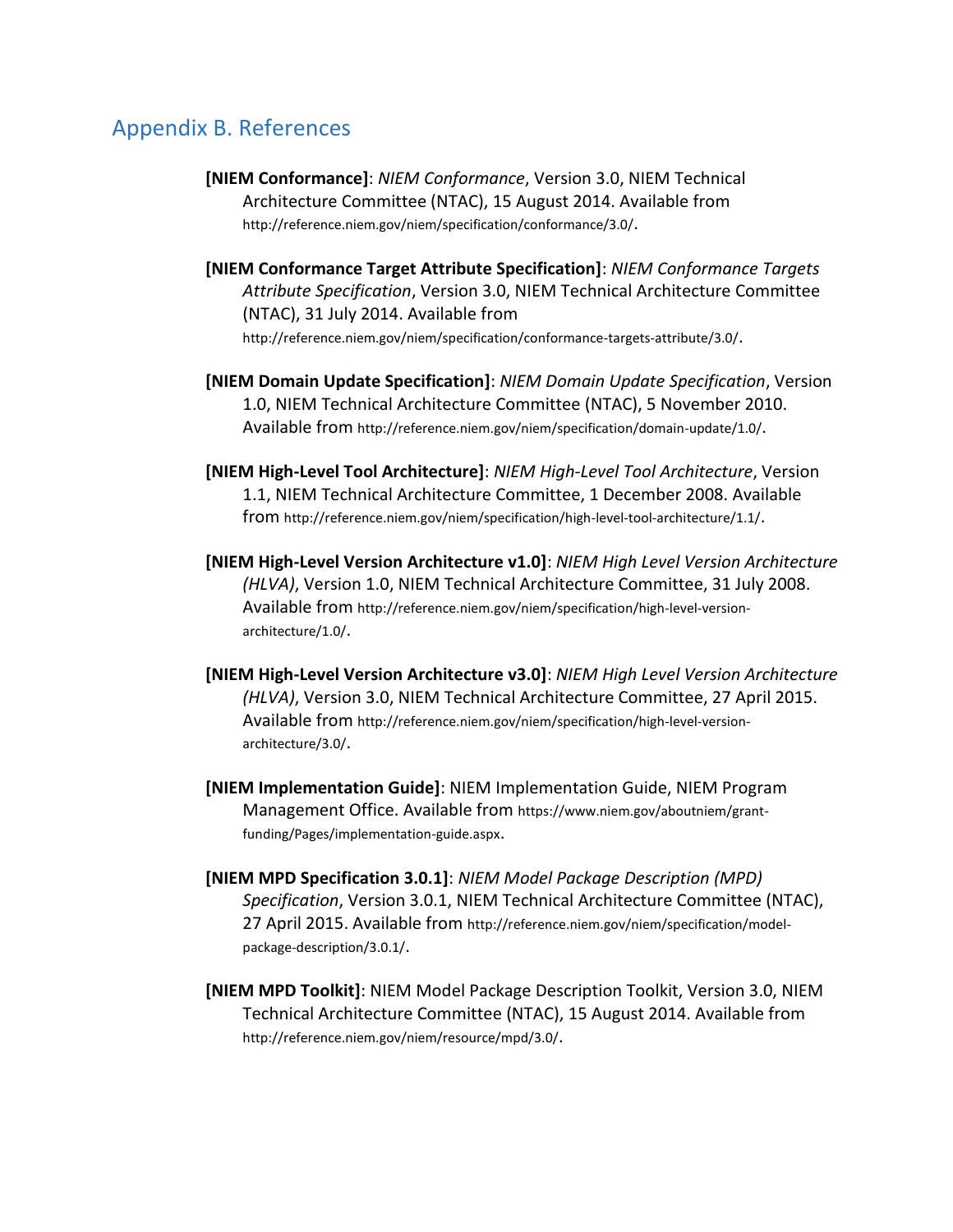# Appendix B. References

**[NIEM Conformance]**: *NIEM Conformance*, Version 3.0, NIEM Technical Architecture Committee (NTAC), 15 August 2014. Available from http://reference.niem.gov/niem/specification/conformance/3.0/.

**[NIEM Conformance Target Attribute Specification]**: *NIEM Conformance Targets Attribute Specification*, Version 3.0, NIEM Technical Architecture Committee (NTAC), 31 July 2014. Available from http://reference.niem.gov/niem/specification/conformance-targets-attribute/3.0/.

**[NIEM Domain Update Specification]**: *NIEM Domain Update Specification*, Version 1.0, NIEM Technical Architecture Committee (NTAC), 5 November 2010. Available from http://reference.niem.gov/niem/specification/domain-update/1.0/.

**[NIEM High-Level Tool Architecture]**: *NIEM High-Level Tool Architecture*, Version 1.1, NIEM Technical Architecture Committee, 1 December 2008. Available from http://reference.niem.gov/niem/specification/high-level-tool-architecture/1.1/.

**[NIEM High-Level Version Architecture v1.0]**: *NIEM High Level Version Architecture (HLVA)*, Version 1.0, NIEM Technical Architecture Committee, 31 July 2008. Available from http://reference.niem.gov/niem/specification/high-level-version-architecture/1.0/.

**[NIEM High-Level Version Architecture v3.0]**: *NIEM High Level Version Architecture (HLVA)*, Version 3.0, NIEM Technical Architecture Committee, 27 April 2015. Available from http://reference.niem.gov/niem/specification/high-level-version-architecture/3.0/.

**[NIEM Implementation Guide]**: NIEM Implementation Guide, NIEM Program Management Office. Available from https://www.niem.gov/aboutniem/grant-funding/Pages/implementation-guide.aspx.

**[NIEM MPD Specification 3.0.1]**: *NIEM Model Package Description (MPD) Specification*, Version 3.0.1, NIEM Technical Architecture Committee (NTAC), 27 April 2015. Available from http://reference.niem.gov/niem/specification/model-package-description/3.0.1/.

**[NIEM MPD Toolkit]**: NIEM Model Package Description Toolkit, Version 3.0, NIEM Technical Architecture Committee (NTAC), 15 August 2014. Available from http://reference.niem.gov/niem/resource/mpd/3.0/.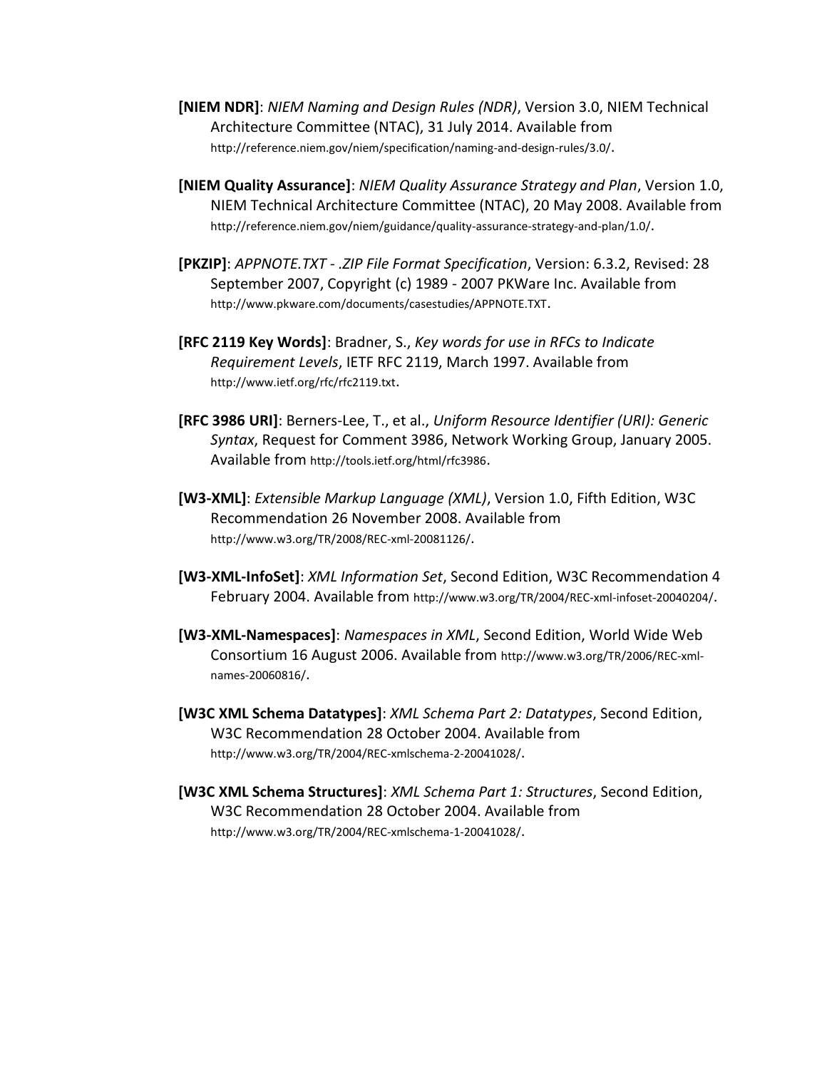**[NIEM NDR]**: *NIEM Naming and Design Rules (NDR)*, Version 3.0, NIEM Technical Architecture Committee (NTAC), 31 July 2014. Available from http://reference.niem.gov/niem/specification/naming-and-design-rules/3.0/.

**[NIEM Quality Assurance]**: *NIEM Quality Assurance Strategy and Plan*, Version 1.0, NIEM Technical Architecture Committee (NTAC), 20 May 2008. Available from http://reference.niem.gov/niem/guidance/quality-assurance-strategy-and-plan/1.0/.

**[PKZIP]**: *APPNOTE.TXT - .ZIP File Format Specification*, Version: 6.3.2, Revised: 28 September 2007, Copyright (c) 1989 - 2007 PKWare Inc. Available from http://www.pkware.com/documents/casestudies/APPNOTE.TXT.

**[RFC 2119 Key Words]**: Bradner, S., *Key words for use in RFCs to Indicate Requirement Levels*, IETF RFC 2119, March 1997. Available from http://www.ietf.org/rfc/rfc2119.txt.

**[RFC 3986 URI]**: Berners-Lee, T., et al., *Uniform Resource Identifier (URI): Generic Syntax*, Request for Comment 3986, Network Working Group, January 2005. Available from http://tools.ietf.org/html/rfc3986.

**[W3-XML]**: *Extensible Markup Language (XML)*, Version 1.0, Fifth Edition, W3C Recommendation 26 November 2008. Available from http://www.w3.org/TR/2008/REC-xml-20081126/.

**[W3-XML-InfoSet]**: *XML Information Set*, Second Edition, W3C Recommendation 4 February 2004. Available from http://www.w3.org/TR/2004/REC-xml-infoset-20040204/.

**[W3-XML-Namespaces]**: *Namespaces in XML*, Second Edition, World Wide Web Consortium 16 August 2006. Available from http://www.w3.org/TR/2006/REC-xml-names-20060816/.

**[W3C XML Schema Datatypes]**: *XML Schema Part 2: Datatypes*, Second Edition, W3C Recommendation 28 October 2004. Available from http://www.w3.org/TR/2004/REC-xmlschema-2-20041028/.

**[W3C XML Schema Structures]**: *XML Schema Part 1: Structures*, Second Edition, W3C Recommendation 28 October 2004. Available from http://www.w3.org/TR/2004/REC-xmlschema-1-20041028/.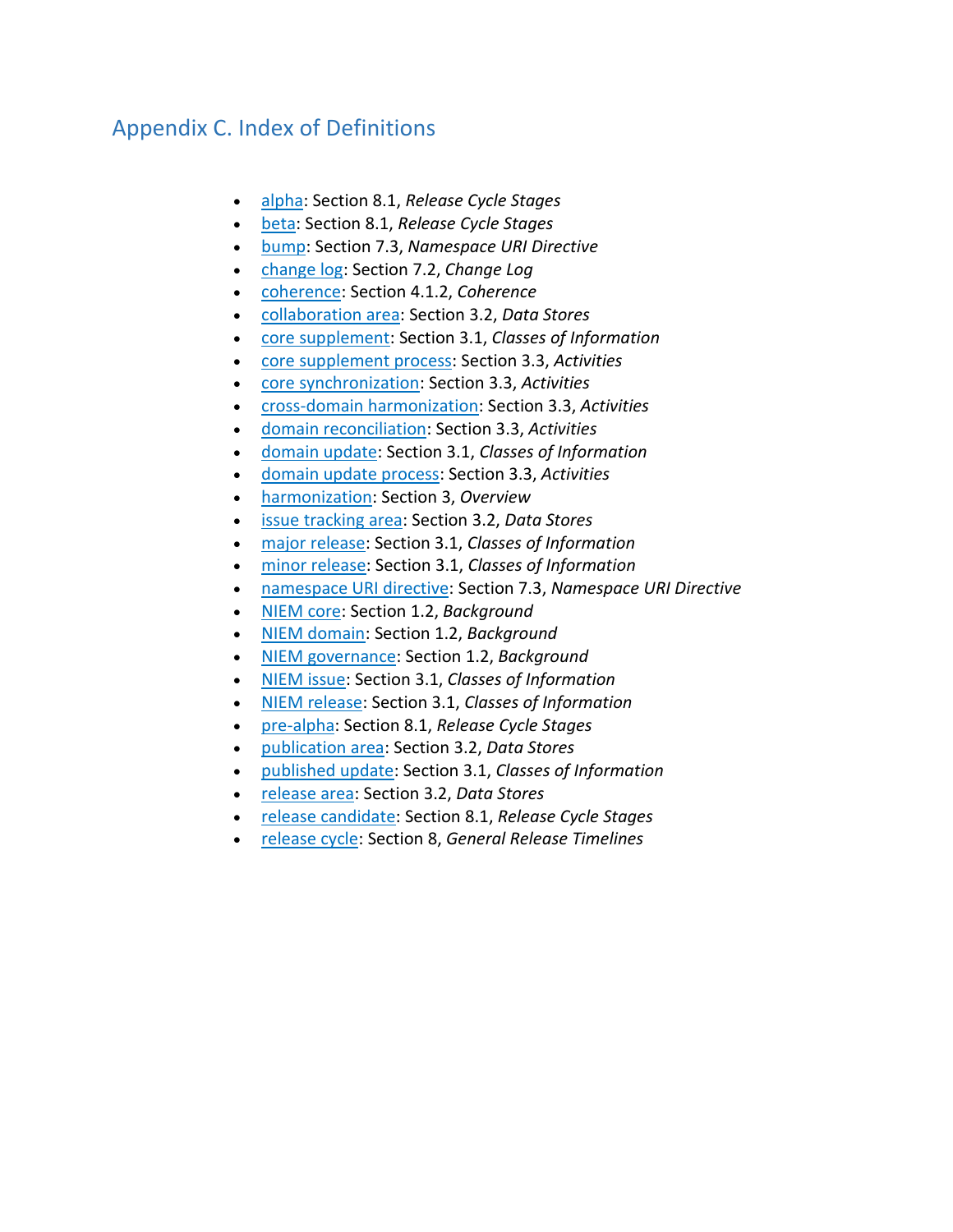## Appendix C. Index of Definitions

- alpha: Section 8.1, *Release Cycle Stages*
- beta: Section 8.1, *Release Cycle Stages*
- bump: Section 7.3, *Namespace URI Directive*
- change log: Section 7.2, *Change Log*
- coherence: Section 4.1.2, *Coherence*
- collaboration area: Section 3.2, *Data Stores*
- core supplement: Section 3.1, *Classes of Information*
- core supplement process: Section 3.3, *Activities*
- core synchronization: Section 3.3, *Activities*
- cross-domain harmonization: Section 3.3, *Activities*
- domain reconciliation: Section 3.3, *Activities*
- domain update: Section 3.1, *Classes of Information*
- domain update process: Section 3.3, *Activities*
- harmonization: Section 3, *Overview*
- issue tracking area: Section 3.2, *Data Stores*
- major release: Section 3.1, *Classes of Information*
- minor release: Section 3.1, *Classes of Information*
- namespace URI directive: Section 7.3, *Namespace URI Directive*
- NIEM core: Section 1.2, *Background*
- NIEM domain: Section 1.2, *Background*
- NIEM governance: Section 1.2, *Background*
- NIEM issue: Section 3.1, *Classes of Information*
- NIEM release: Section 3.1, *Classes of Information*
- pre-alpha: Section 8.1, *Release Cycle Stages*
- publication area: Section 3.2, *Data Stores*
- published update: Section 3.1, *Classes of Information*
- release area: Section 3.2, *Data Stores*
- release candidate: Section 8.1, *Release Cycle Stages*
- release cycle: Section 8, *General Release Timelines*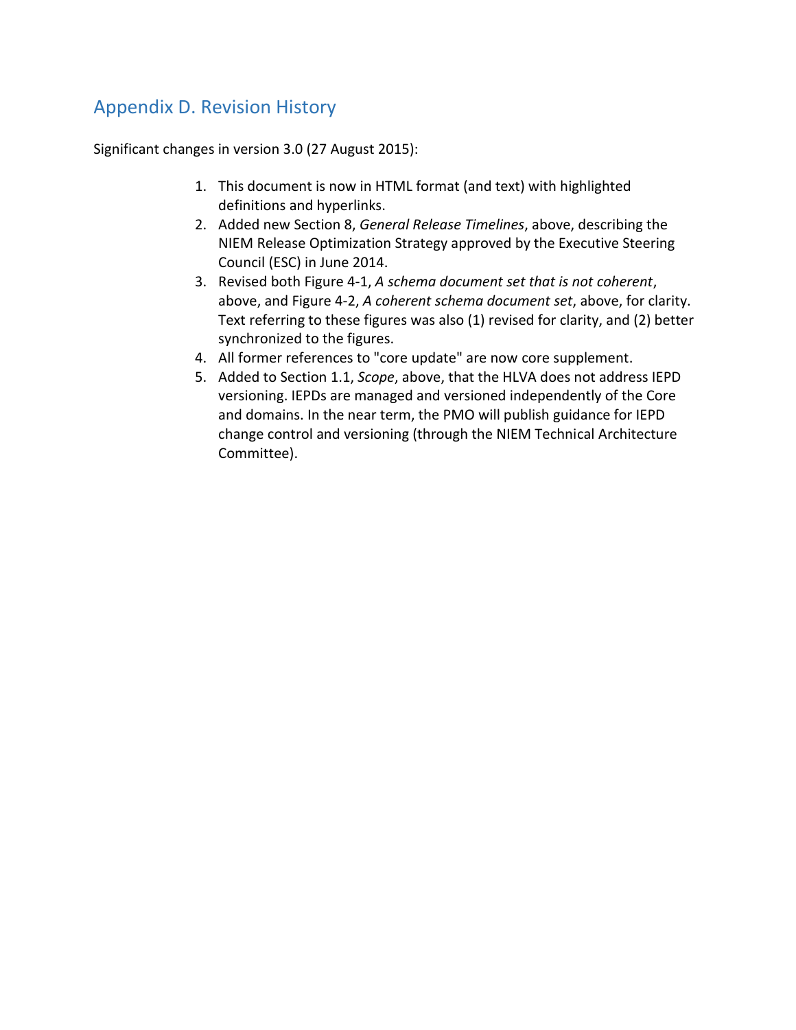## Appendix D. Revision History

Significant changes in version 3.0 (27 August 2015):

1. This document is now in HTML format (and text) with highlighted definitions and hyperlinks.
2. Added new Section 8, *General Release Timelines*, above, describing the NIEM Release Optimization Strategy approved by the Executive Steering Council (ESC) in June 2014.
3. Revised both Figure 4-1, *A schema document set that is not coherent*, above, and Figure 4-2, *A coherent schema document set*, above, for clarity. Text referring to these figures was also (1) revised for clarity, and (2) better synchronized to the figures.
4. All former references to "core update" are now core supplement.
5. Added to Section 1.1, *Scope*, above, that the HLVA does not address IEPD versioning. IEPDs are managed and versioned independently of the Core and domains. In the near term, the PMO will publish guidance for IEPD change control and versioning (through the NIEM Technical Architecture Committee).